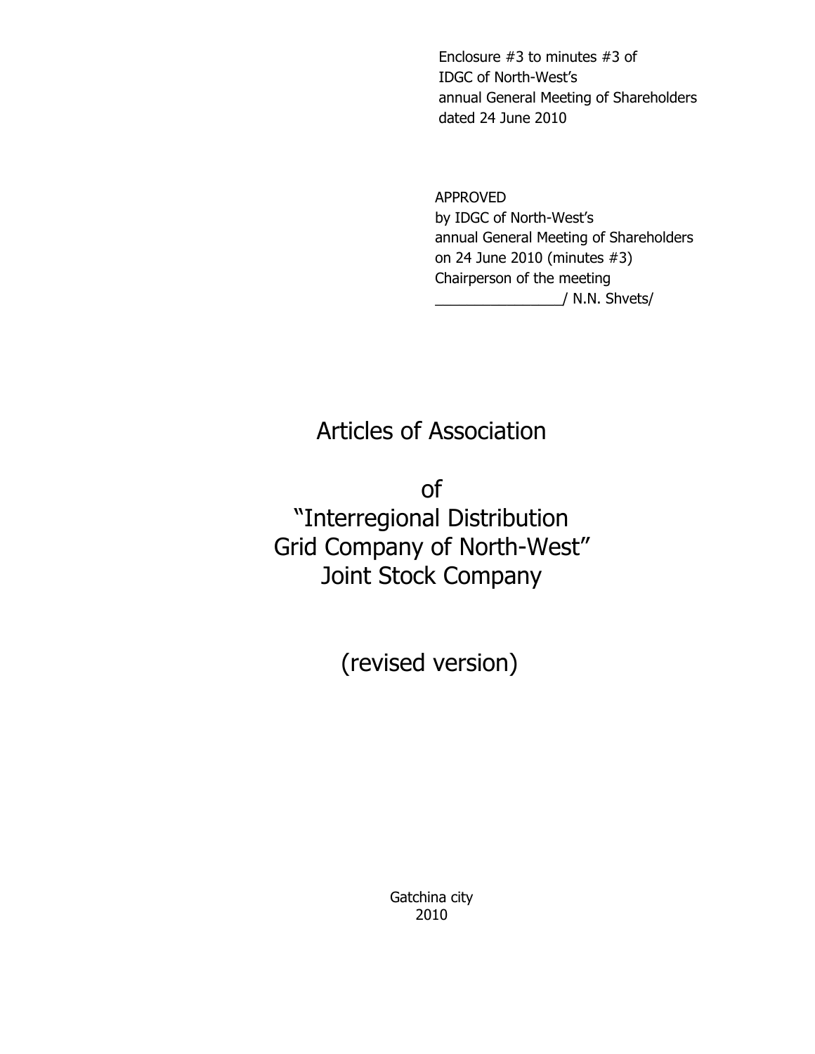Enclosure #3 to minutes #3 of
IDGC of North-West's
annual General Meeting of Shareholders
dated 24 June 2010

APPROVED
by IDGC of North-West's
annual General Meeting of Shareholders
on 24 June 2010 (minutes #3)
Chairperson of the meeting
________________/ N.N. Shvets/

# Articles of Association

# of
# "Interregional Distribution Grid Company of North-West" Joint Stock Company

## (revised version)

Gatchina city
2010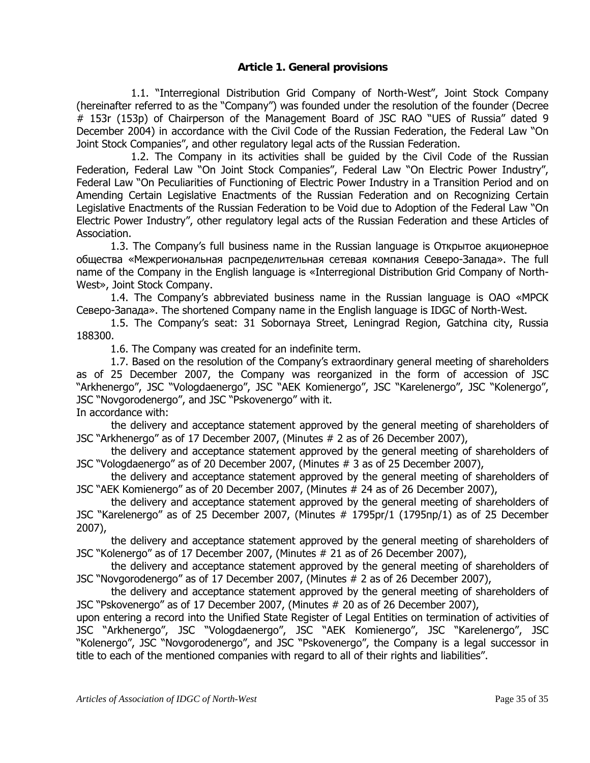## Article 1. General provisions

1.1. "Interregional Distribution Grid Company of North-West", Joint Stock Company (hereinafter referred to as the "Company") was founded under the resolution of the founder (Decree # 153r (153р) of Chairperson of the Management Board of JSC RAO "UES of Russia" dated 9 December 2004) in accordance with the Civil Code of the Russian Federation, the Federal Law "On Joint Stock Companies", and other regulatory legal acts of the Russian Federation.

1.2. The Company in its activities shall be guided by the Civil Code of the Russian Federation, Federal Law "On Joint Stock Companies", Federal Law "On Electric Power Industry", Federal Law "On Peculiarities of Functioning of Electric Power Industry in a Transition Period and on Amending Certain Legislative Enactments of the Russian Federation and on Recognizing Certain Legislative Enactments of the Russian Federation to be Void due to Adoption of the Federal Law "On Electric Power Industry", other regulatory legal acts of the Russian Federation and these Articles of Association.

1.3. The Company's full business name in the Russian language is Открытое акционерное общества «Межрегиональная распределительная сетевая компания Северо-Запада». The full name of the Company in the English language is «Interregional Distribution Grid Company of North-West», Joint Stock Company.

1.4. The Company's abbreviated business name in the Russian language is ОАО «МРСК Северо-Запада». The shortened Company name in the English language is IDGC of North-West.

1.5. The Company's seat: 31 Sobornaya Street, Leningrad Region, Gatchina city, Russia 188300.

1.6. The Company was created for an indefinite term.

1.7. Based on the resolution of the Company's extraordinary general meeting of shareholders as of 25 December 2007, the Company was reorganized in the form of accession of JSC "Arkhenergo", JSC "Vologdaenergo", JSC "AEK Komienergo", JSC "Karelenergo", JSC "Kolenergo", JSC "Novgorodenergo", and JSC "Pskovenergo" with it.
In accordance with:

the delivery and acceptance statement approved by the general meeting of shareholders of JSC "Arkhenergo" as of 17 December 2007, (Minutes # 2 as of 26 December 2007),

the delivery and acceptance statement approved by the general meeting of shareholders of JSC "Vologdaenergo" as of 20 December 2007, (Minutes # 3 as of 25 December 2007),

the delivery and acceptance statement approved by the general meeting of shareholders of JSC "AEK Komienergo" as of 20 December 2007, (Minutes # 24 as of 26 December 2007),

the delivery and acceptance statement approved by the general meeting of shareholders of JSC "Karelenergo" as of 25 December 2007, (Minutes # 1795pr/1 (1795пр/1) as of 25 December 2007),

the delivery and acceptance statement approved by the general meeting of shareholders of JSC "Kolenergo" as of 17 December 2007, (Minutes # 21 as of 26 December 2007),

the delivery and acceptance statement approved by the general meeting of shareholders of JSC "Novgorodenergo" as of 17 December 2007, (Minutes # 2 as of 26 December 2007),

the delivery and acceptance statement approved by the general meeting of shareholders of JSC "Pskovenergo" as of 17 December 2007, (Minutes # 20 as of 26 December 2007),

upon entering a record into the Unified State Register of Legal Entities on termination of activities of JSC "Arkhenergo", JSC "Vologdaenergo", JSC "AEK Komienergo", JSC "Karelenergo", JSC "Kolenergo", JSC "Novgorodenergo", and JSC "Pskovenergo", the Company is a legal successor in title to each of the mentioned companies with regard to all of their rights and liabilities".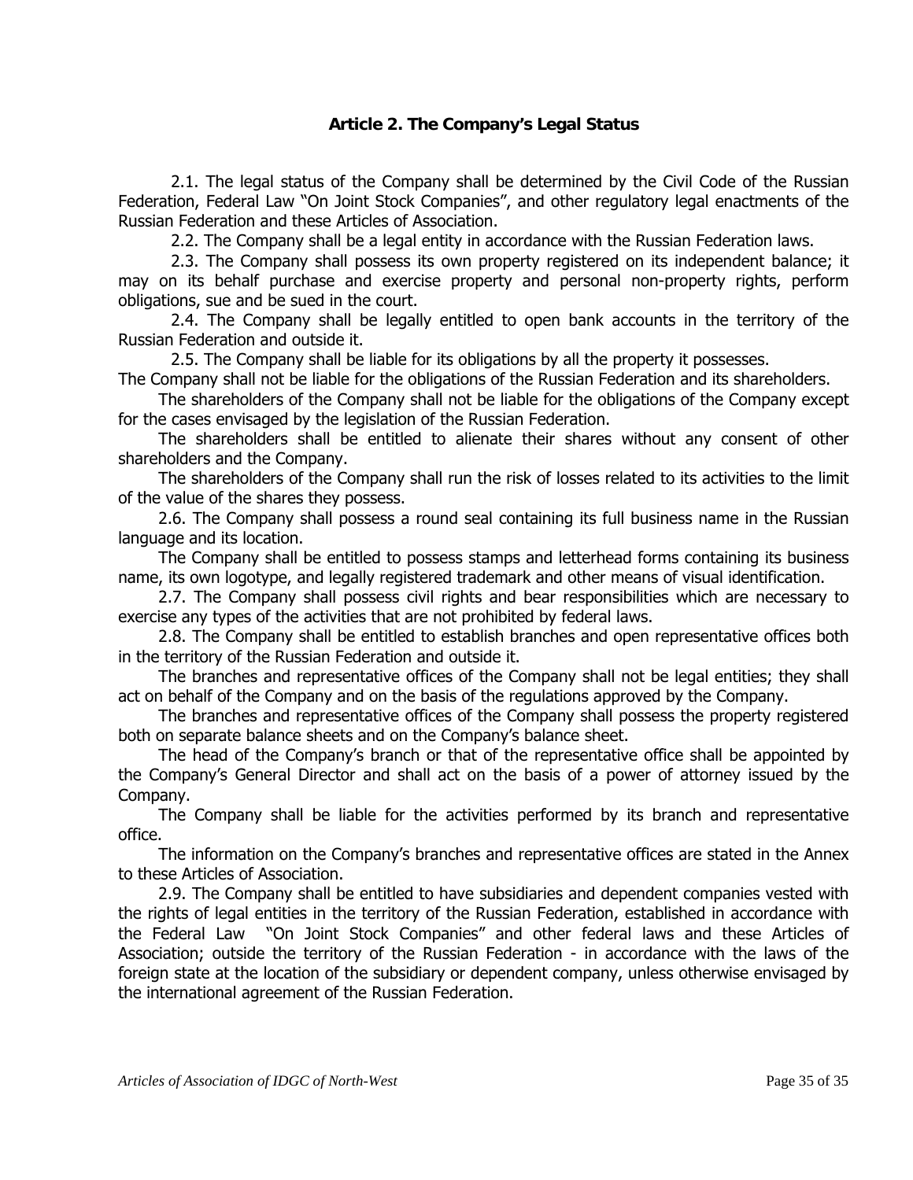## Article 2. The Company's Legal Status

2.1. The legal status of the Company shall be determined by the Civil Code of the Russian Federation, Federal Law "On Joint Stock Companies", and other regulatory legal enactments of the Russian Federation and these Articles of Association.

2.2. The Company shall be a legal entity in accordance with the Russian Federation laws.

2.3. The Company shall possess its own property registered on its independent balance; it may on its behalf purchase and exercise property and personal non-property rights, perform obligations, sue and be sued in the court.

2.4. The Company shall be legally entitled to open bank accounts in the territory of the Russian Federation and outside it.

2.5. The Company shall be liable for its obligations by all the property it possesses.

The Company shall not be liable for the obligations of the Russian Federation and its shareholders.

The shareholders of the Company shall not be liable for the obligations of the Company except for the cases envisaged by the legislation of the Russian Federation.

The shareholders shall be entitled to alienate their shares without any consent of other shareholders and the Company.

The shareholders of the Company shall run the risk of losses related to its activities to the limit of the value of the shares they possess.

2.6. The Company shall possess a round seal containing its full business name in the Russian language and its location.

The Company shall be entitled to possess stamps and letterhead forms containing its business name, its own logotype, and legally registered trademark and other means of visual identification.

2.7. The Company shall possess civil rights and bear responsibilities which are necessary to exercise any types of the activities that are not prohibited by federal laws.

2.8. The Company shall be entitled to establish branches and open representative offices both in the territory of the Russian Federation and outside it.

The branches and representative offices of the Company shall not be legal entities; they shall act on behalf of the Company and on the basis of the regulations approved by the Company.

The branches and representative offices of the Company shall possess the property registered both on separate balance sheets and on the Company's balance sheet.

The head of the Company's branch or that of the representative office shall be appointed by the Company's General Director and shall act on the basis of a power of attorney issued by the Company.

The Company shall be liable for the activities performed by its branch and representative office.

The information on the Company's branches and representative offices are stated in the Annex to these Articles of Association.

2.9. The Company shall be entitled to have subsidiaries and dependent companies vested with the rights of legal entities in the territory of the Russian Federation, established in accordance with the Federal Law "On Joint Stock Companies" and other federal laws and these Articles of Association; outside the territory of the Russian Federation - in accordance with the laws of the foreign state at the location of the subsidiary or dependent company, unless otherwise envisaged by the international agreement of the Russian Federation.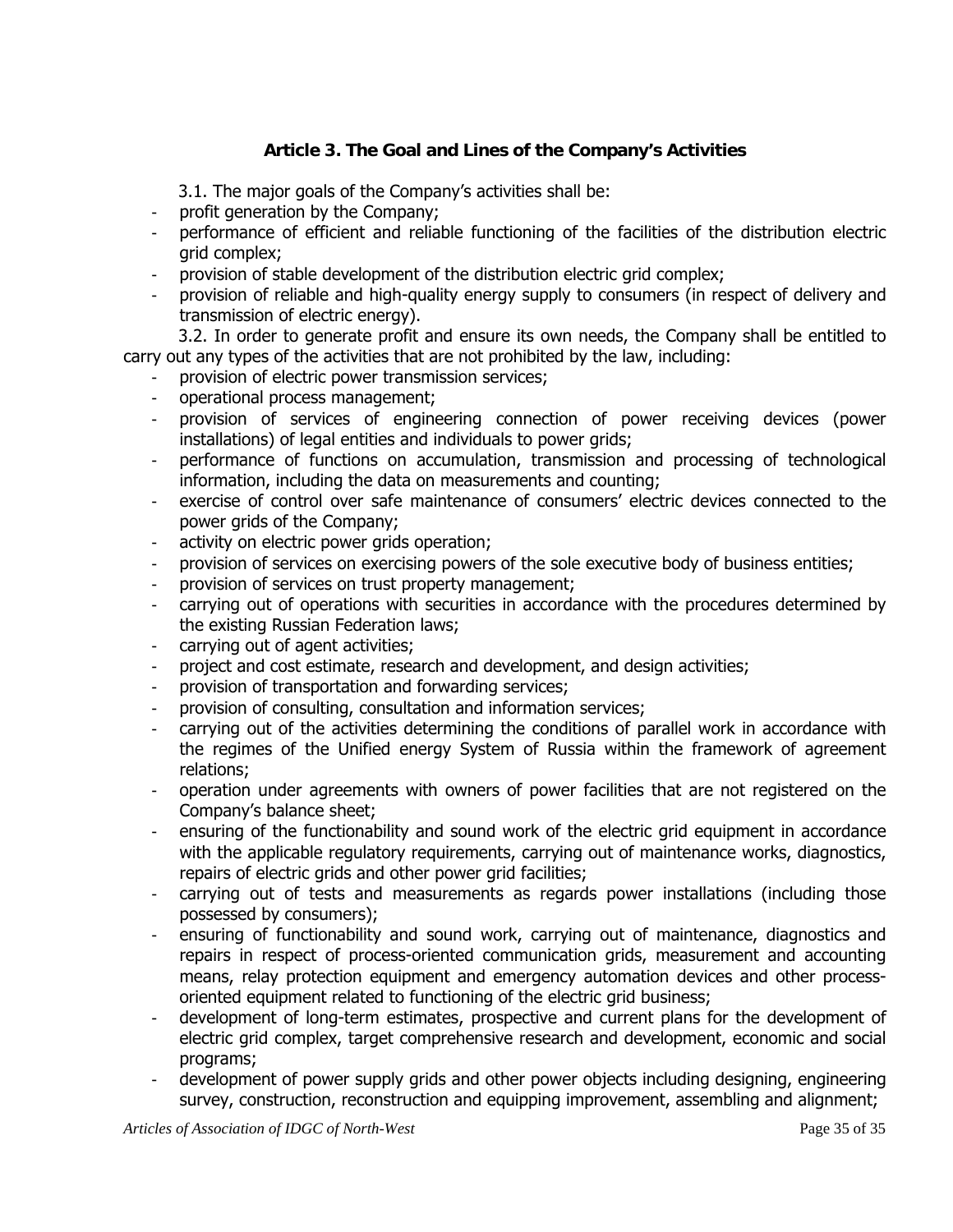## Article 3. The Goal and Lines of the Company's Activities

3.1. The major goals of the Company's activities shall be:

- profit generation by the Company;
- performance of efficient and reliable functioning of the facilities of the distribution electric grid complex;
- provision of stable development of the distribution electric grid complex;
- provision of reliable and high-quality energy supply to consumers (in respect of delivery and transmission of electric energy).

3.2. In order to generate profit and ensure its own needs, the Company shall be entitled to carry out any types of the activities that are not prohibited by the law, including:

- provision of electric power transmission services;
- operational process management;
- provision of services of engineering connection of power receiving devices (power installations) of legal entities and individuals to power grids;
- performance of functions on accumulation, transmission and processing of technological information, including the data on measurements and counting;
- exercise of control over safe maintenance of consumers' electric devices connected to the power grids of the Company;
- activity on electric power grids operation;
- provision of services on exercising powers of the sole executive body of business entities;
- provision of services on trust property management;
- carrying out of operations with securities in accordance with the procedures determined by the existing Russian Federation laws;
- carrying out of agent activities;
- project and cost estimate, research and development, and design activities;
- provision of transportation and forwarding services;
- provision of consulting, consultation and information services;
- carrying out of the activities determining the conditions of parallel work in accordance with the regimes of the Unified energy System of Russia within the framework of agreement relations;
- operation under agreements with owners of power facilities that are not registered on the Company's balance sheet;
- ensuring of the functionability and sound work of the electric grid equipment in accordance with the applicable regulatory requirements, carrying out of maintenance works, diagnostics, repairs of electric grids and other power grid facilities;
- carrying out of tests and measurements as regards power installations (including those possessed by consumers);
- ensuring of functionability and sound work, carrying out of maintenance, diagnostics and repairs in respect of process-oriented communication grids, measurement and accounting means, relay protection equipment and emergency automation devices and other process-oriented equipment related to functioning of the electric grid business;
- development of long-term estimates, prospective and current plans for the development of electric grid complex, target comprehensive research and development, economic and social programs;
- development of power supply grids and other power objects including designing, engineering survey, construction, reconstruction and equipping improvement, assembling and alignment;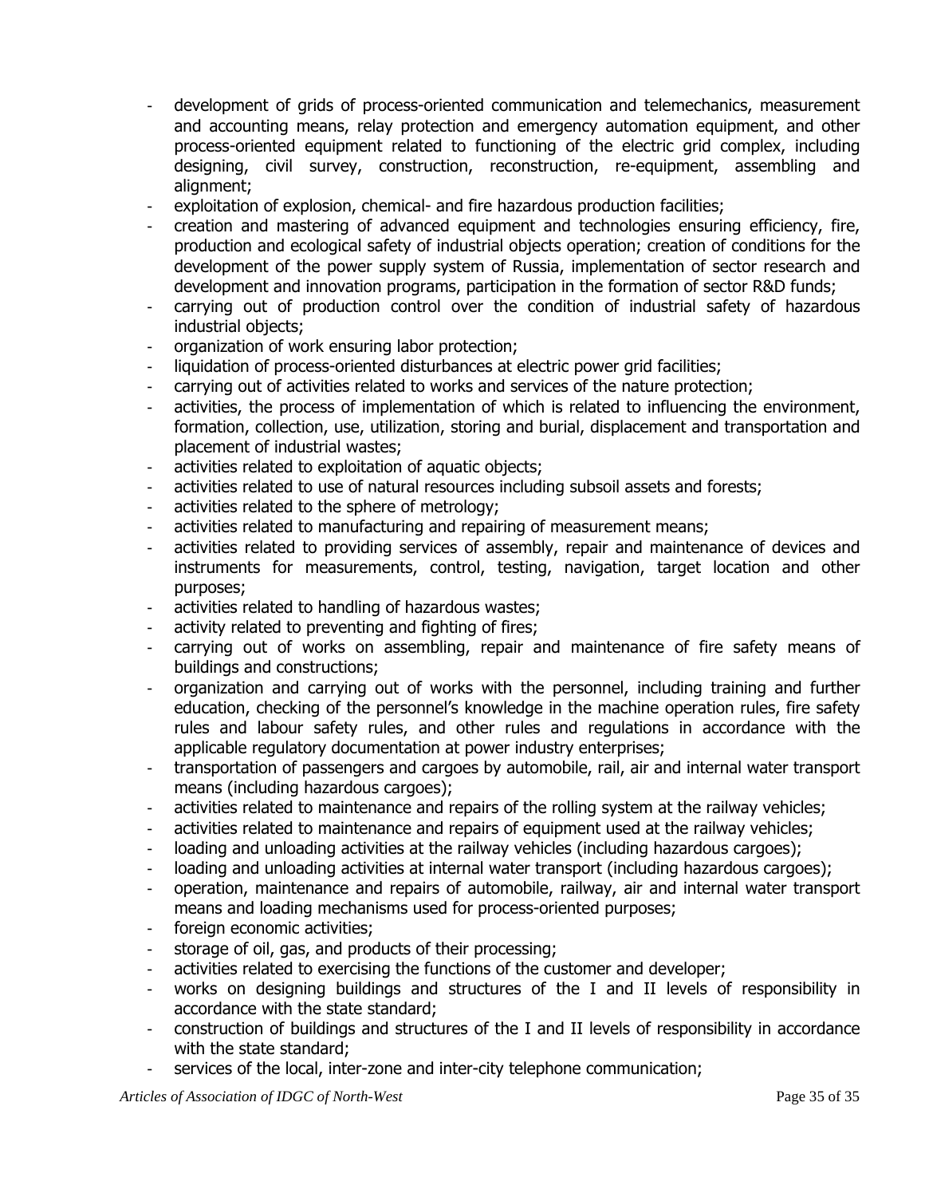- development of grids of process-oriented communication and telemechanics, measurement and accounting means, relay protection and emergency automation equipment, and other process-oriented equipment related to functioning of the electric grid complex, including designing, civil survey, construction, reconstruction, re-equipment, assembling and alignment;
- exploitation of explosion, chemical- and fire hazardous production facilities;
- creation and mastering of advanced equipment and technologies ensuring efficiency, fire, production and ecological safety of industrial objects operation; creation of conditions for the development of the power supply system of Russia, implementation of sector research and development and innovation programs, participation in the formation of sector R&D funds;
- carrying out of production control over the condition of industrial safety of hazardous industrial objects;
- organization of work ensuring labor protection;
- liquidation of process-oriented disturbances at electric power grid facilities;
- carrying out of activities related to works and services of the nature protection;
- activities, the process of implementation of which is related to influencing the environment, formation, collection, use, utilization, storing and burial, displacement and transportation and placement of industrial wastes;
- activities related to exploitation of aquatic objects;
- activities related to use of natural resources including subsoil assets and forests;
- activities related to the sphere of metrology;
- activities related to manufacturing and repairing of measurement means;
- activities related to providing services of assembly, repair and maintenance of devices and instruments for measurements, control, testing, navigation, target location and other purposes;
- activities related to handling of hazardous wastes;
- activity related to preventing and fighting of fires;
- carrying out of works on assembling, repair and maintenance of fire safety means of buildings and constructions;
- organization and carrying out of works with the personnel, including training and further education, checking of the personnel's knowledge in the machine operation rules, fire safety rules and labour safety rules, and other rules and regulations in accordance with the applicable regulatory documentation at power industry enterprises;
- transportation of passengers and cargoes by automobile, rail, air and internal water transport means (including hazardous cargoes);
- activities related to maintenance and repairs of the rolling system at the railway vehicles;
- activities related to maintenance and repairs of equipment used at the railway vehicles;
- loading and unloading activities at the railway vehicles (including hazardous cargoes);
- loading and unloading activities at internal water transport (including hazardous cargoes);
- operation, maintenance and repairs of automobile, railway, air and internal water transport means and loading mechanisms used for process-oriented purposes;
- foreign economic activities;
- storage of oil, gas, and products of their processing;
- activities related to exercising the functions of the customer and developer;
- works on designing buildings and structures of the I and II levels of responsibility in accordance with the state standard;
- construction of buildings and structures of the I and II levels of responsibility in accordance with the state standard;
- services of the local, inter-zone and inter-city telephone communication;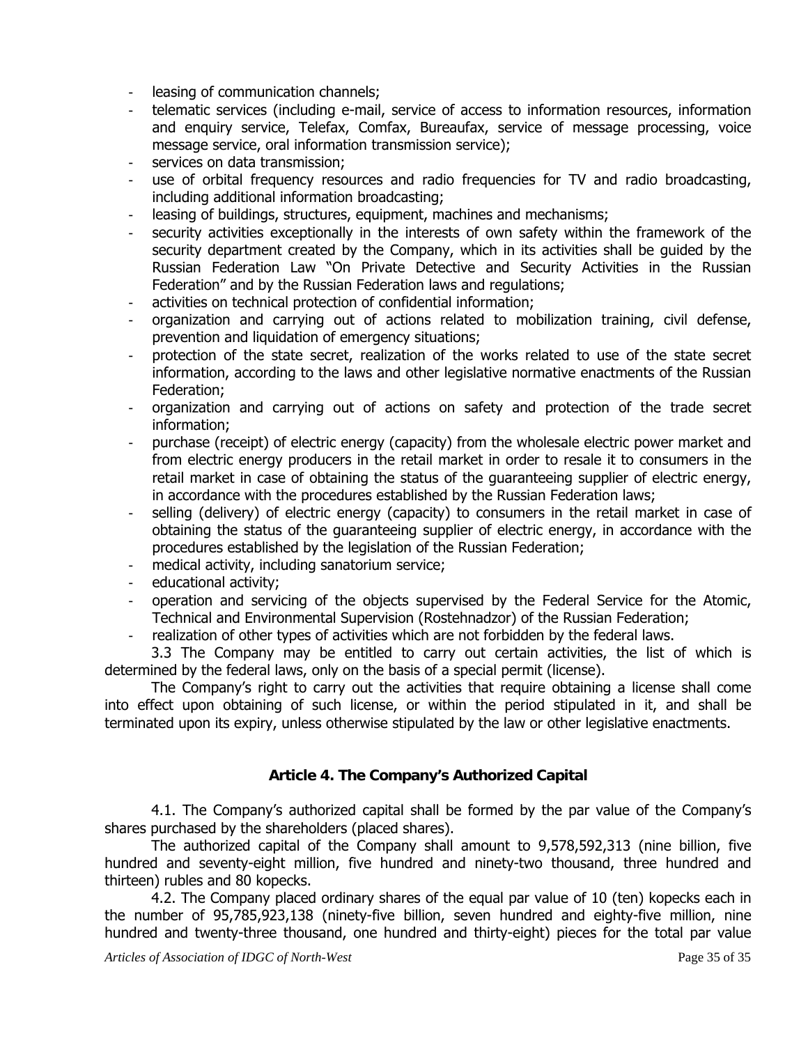- leasing of communication channels;
- telematic services (including e-mail, service of access to information resources, information and enquiry service, Telefax, Comfax, Bureaufax, service of message processing, voice message service, oral information transmission service);
- services on data transmission;
- use of orbital frequency resources and radio frequencies for TV and radio broadcasting, including additional information broadcasting;
- leasing of buildings, structures, equipment, machines and mechanisms;
- security activities exceptionally in the interests of own safety within the framework of the security department created by the Company, which in its activities shall be guided by the Russian Federation Law "On Private Detective and Security Activities in the Russian Federation" and by the Russian Federation laws and regulations;
- activities on technical protection of confidential information;
- organization and carrying out of actions related to mobilization training, civil defense, prevention and liquidation of emergency situations;
- protection of the state secret, realization of the works related to use of the state secret information, according to the laws and other legislative normative enactments of the Russian Federation;
- organization and carrying out of actions on safety and protection of the trade secret information;
- purchase (receipt) of electric energy (capacity) from the wholesale electric power market and from electric energy producers in the retail market in order to resale it to consumers in the retail market in case of obtaining the status of the guaranteeing supplier of electric energy, in accordance with the procedures established by the Russian Federation laws;
- selling (delivery) of electric energy (capacity) to consumers in the retail market in case of obtaining the status of the guaranteeing supplier of electric energy, in accordance with the procedures established by the legislation of the Russian Federation;
- medical activity, including sanatorium service;
- educational activity;
- operation and servicing of the objects supervised by the Federal Service for the Atomic, Technical and Environmental Supervision (Rostehnadzor) of the Russian Federation;
- realization of other types of activities which are not forbidden by the federal laws.

3.3 The Company may be entitled to carry out certain activities, the list of which is determined by the federal laws, only on the basis of a special permit (license).

The Company's right to carry out the activities that require obtaining a license shall come into effect upon obtaining of such license, or within the period stipulated in it, and shall be terminated upon its expiry, unless otherwise stipulated by the law or other legislative enactments.

## Article 4. The Company's Authorized Capital

4.1. The Company's authorized capital shall be formed by the par value of the Company's shares purchased by the shareholders (placed shares).

The authorized capital of the Company shall amount to 9,578,592,313 (nine billion, five hundred and seventy-eight million, five hundred and ninety-two thousand, three hundred and thirteen) rubles and 80 kopecks.

4.2. The Company placed ordinary shares of the equal par value of 10 (ten) kopecks each in the number of 95,785,923,138 (ninety-five billion, seven hundred and eighty-five million, nine hundred and twenty-three thousand, one hundred and thirty-eight) pieces for the total par value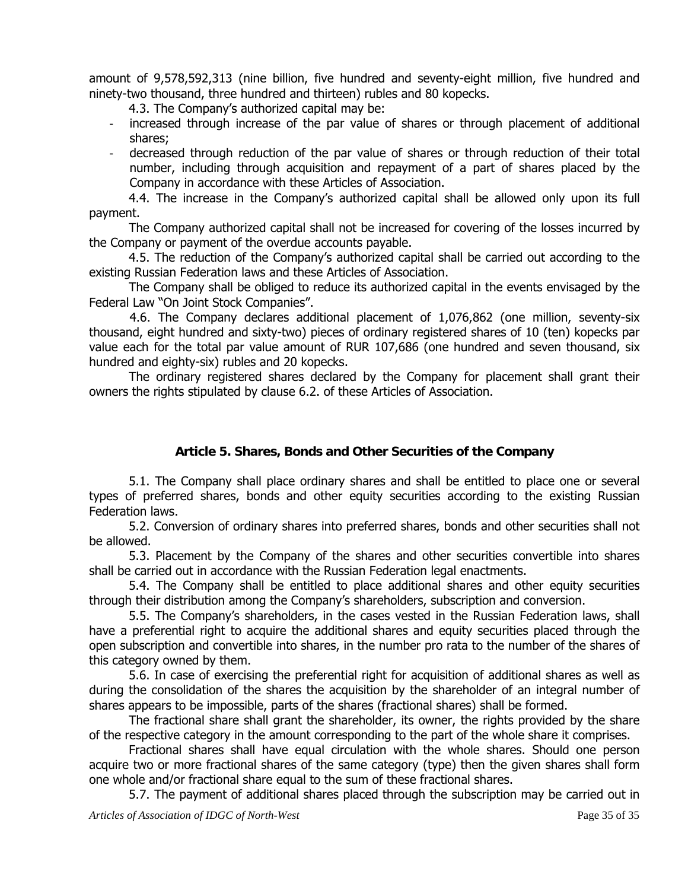amount of 9,578,592,313 (nine billion, five hundred and seventy-eight million, five hundred and ninety-two thousand, three hundred and thirteen) rubles and 80 kopecks.

4.3. The Company's authorized capital may be:

- increased through increase of the par value of shares or through placement of additional shares;
- decreased through reduction of the par value of shares or through reduction of their total number, including through acquisition and repayment of a part of shares placed by the Company in accordance with these Articles of Association.

4.4. The increase in the Company's authorized capital shall be allowed only upon its full payment.

The Company authorized capital shall not be increased for covering of the losses incurred by the Company or payment of the overdue accounts payable.

4.5. The reduction of the Company's authorized capital shall be carried out according to the existing Russian Federation laws and these Articles of Association.

The Company shall be obliged to reduce its authorized capital in the events envisaged by the Federal Law "On Joint Stock Companies".

4.6. The Company declares additional placement of 1,076,862 (one million, seventy-six thousand, eight hundred and sixty-two) pieces of ordinary registered shares of 10 (ten) kopecks par value each for the total par value amount of RUR 107,686 (one hundred and seven thousand, six hundred and eighty-six) rubles and 20 kopecks.

The ordinary registered shares declared by the Company for placement shall grant their owners the rights stipulated by clause 6.2. of these Articles of Association.

## Article 5. Shares, Bonds and Other Securities of the Company

5.1. The Company shall place ordinary shares and shall be entitled to place one or several types of preferred shares, bonds and other equity securities according to the existing Russian Federation laws.

5.2. Conversion of ordinary shares into preferred shares, bonds and other securities shall not be allowed.

5.3. Placement by the Company of the shares and other securities convertible into shares shall be carried out in accordance with the Russian Federation legal enactments.

5.4. The Company shall be entitled to place additional shares and other equity securities through their distribution among the Company's shareholders, subscription and conversion.

5.5. The Company's shareholders, in the cases vested in the Russian Federation laws, shall have a preferential right to acquire the additional shares and equity securities placed through the open subscription and convertible into shares, in the number pro rata to the number of the shares of this category owned by them.

5.6. In case of exercising the preferential right for acquisition of additional shares as well as during the consolidation of the shares the acquisition by the shareholder of an integral number of shares appears to be impossible, parts of the shares (fractional shares) shall be formed.

The fractional share shall grant the shareholder, its owner, the rights provided by the share of the respective category in the amount corresponding to the part of the whole share it comprises.

Fractional shares shall have equal circulation with the whole shares. Should one person acquire two or more fractional shares of the same category (type) then the given shares shall form one whole and/or fractional share equal to the sum of these fractional shares.

5.7. The payment of additional shares placed through the subscription may be carried out in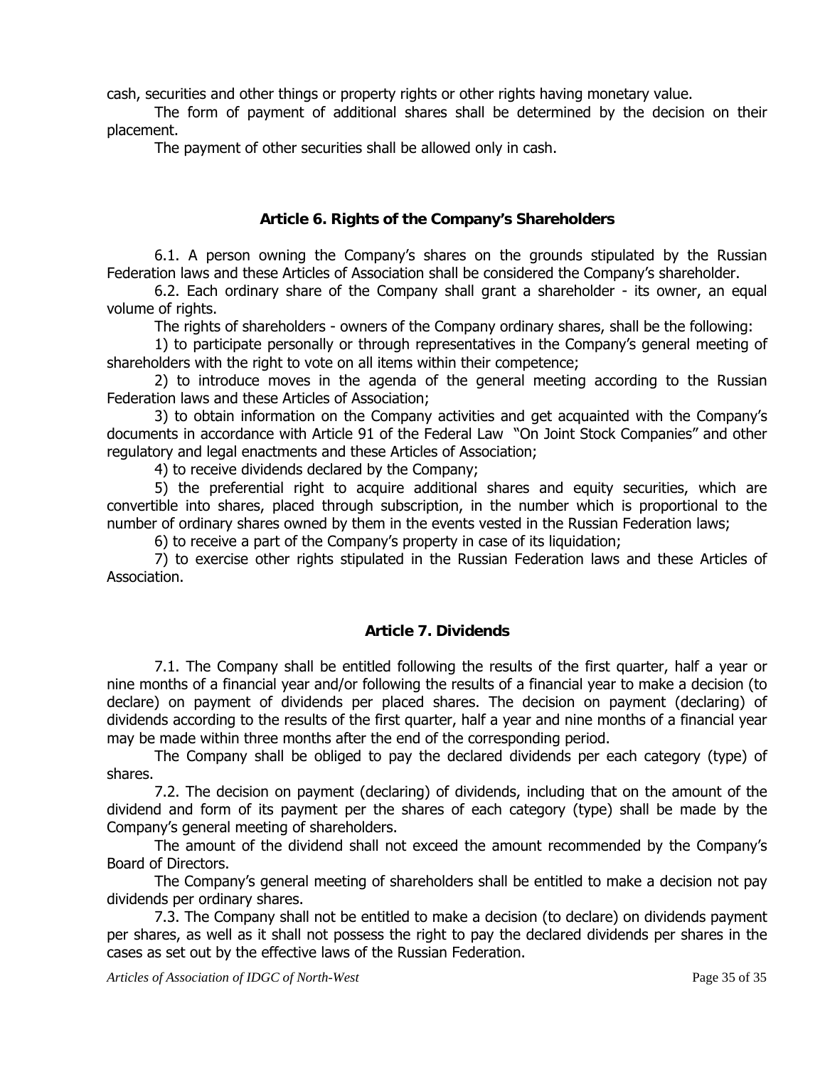cash, securities and other things or property rights or other rights having monetary value.

The form of payment of additional shares shall be determined by the decision on their placement.

The payment of other securities shall be allowed only in cash.

## Article 6. Rights of the Company's Shareholders

6.1. A person owning the Company's shares on the grounds stipulated by the Russian Federation laws and these Articles of Association shall be considered the Company's shareholder.

6.2. Each ordinary share of the Company shall grant a shareholder - its owner, an equal volume of rights.

The rights of shareholders - owners of the Company ordinary shares, shall be the following:

1) to participate personally or through representatives in the Company's general meeting of shareholders with the right to vote on all items within their competence;

2) to introduce moves in the agenda of the general meeting according to the Russian Federation laws and these Articles of Association;

3) to obtain information on the Company activities and get acquainted with the Company's documents in accordance with Article 91 of the Federal Law "On Joint Stock Companies" and other regulatory and legal enactments and these Articles of Association;

4) to receive dividends declared by the Company;

5) the preferential right to acquire additional shares and equity securities, which are convertible into shares, placed through subscription, in the number which is proportional to the number of ordinary shares owned by them in the events vested in the Russian Federation laws;

6) to receive a part of the Company's property in case of its liquidation;

7) to exercise other rights stipulated in the Russian Federation laws and these Articles of Association.

## Article 7. Dividends

7.1. The Company shall be entitled following the results of the first quarter, half a year or nine months of a financial year and/or following the results of a financial year to make a decision (to declare) on payment of dividends per placed shares. The decision on payment (declaring) of dividends according to the results of the first quarter, half a year and nine months of a financial year may be made within three months after the end of the corresponding period.

The Company shall be obliged to pay the declared dividends per each category (type) of shares.

7.2. The decision on payment (declaring) of dividends, including that on the amount of the dividend and form of its payment per the shares of each category (type) shall be made by the Company's general meeting of shareholders.

The amount of the dividend shall not exceed the amount recommended by the Company's Board of Directors.

The Company's general meeting of shareholders shall be entitled to make a decision not pay dividends per ordinary shares.

7.3. The Company shall not be entitled to make a decision (to declare) on dividends payment per shares, as well as it shall not possess the right to pay the declared dividends per shares in the cases as set out by the effective laws of the Russian Federation.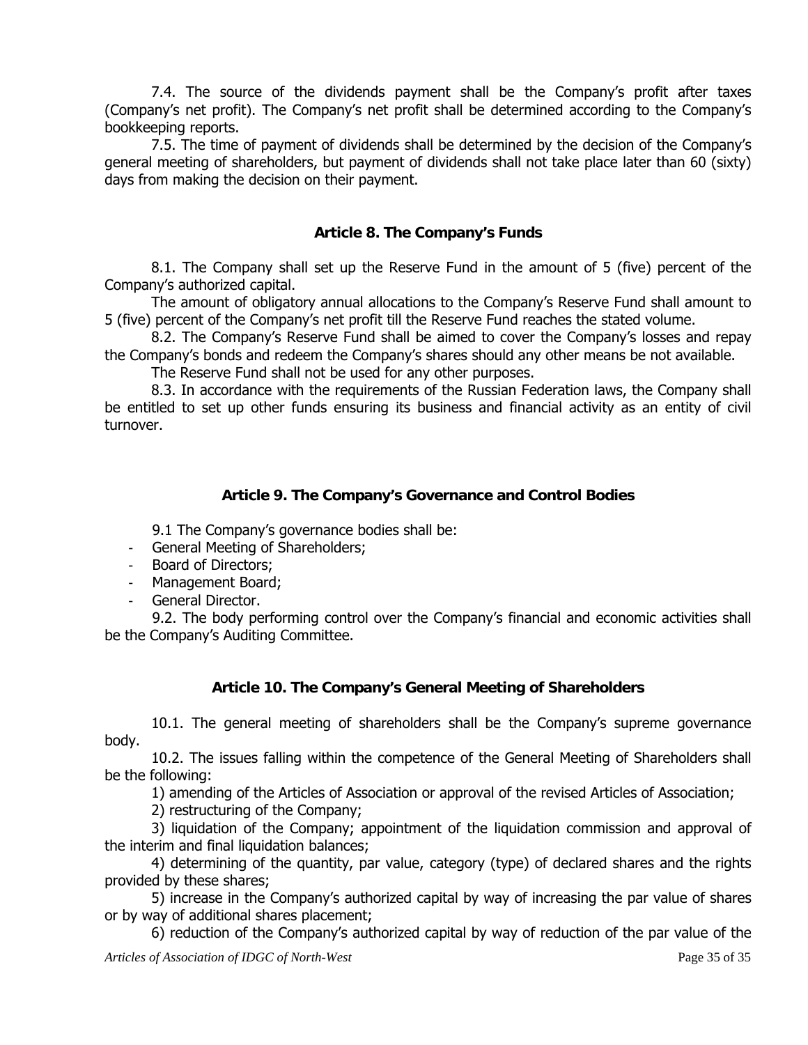7.4. The source of the dividends payment shall be the Company's profit after taxes (Company's net profit). The Company's net profit shall be determined according to the Company's bookkeeping reports.

7.5. The time of payment of dividends shall be determined by the decision of the Company's general meeting of shareholders, but payment of dividends shall not take place later than 60 (sixty) days from making the decision on their payment.

## Article 8. The Company's Funds

8.1. The Company shall set up the Reserve Fund in the amount of 5 (five) percent of the Company's authorized capital.

The amount of obligatory annual allocations to the Company's Reserve Fund shall amount to 5 (five) percent of the Company's net profit till the Reserve Fund reaches the stated volume.

8.2. The Company's Reserve Fund shall be aimed to cover the Company's losses and repay the Company's bonds and redeem the Company's shares should any other means be not available.

The Reserve Fund shall not be used for any other purposes.

8.3. In accordance with the requirements of the Russian Federation laws, the Company shall be entitled to set up other funds ensuring its business and financial activity as an entity of civil turnover.

## Article 9. The Company's Governance and Control Bodies

9.1 The Company's governance bodies shall be:

- General Meeting of Shareholders;
- Board of Directors;
- Management Board;
- General Director.

9.2. The body performing control over the Company's financial and economic activities shall be the Company's Auditing Committee.

## Article 10. The Company's General Meeting of Shareholders

10.1. The general meeting of shareholders shall be the Company's supreme governance body.

10.2. The issues falling within the competence of the General Meeting of Shareholders shall be the following:

1) amending of the Articles of Association or approval of the revised Articles of Association;

2) restructuring of the Company;

3) liquidation of the Company; appointment of the liquidation commission and approval of the interim and final liquidation balances;

4) determining of the quantity, par value, category (type) of declared shares and the rights provided by these shares;

5) increase in the Company's authorized capital by way of increasing the par value of shares or by way of additional shares placement;

6) reduction of the Company's authorized capital by way of reduction of the par value of the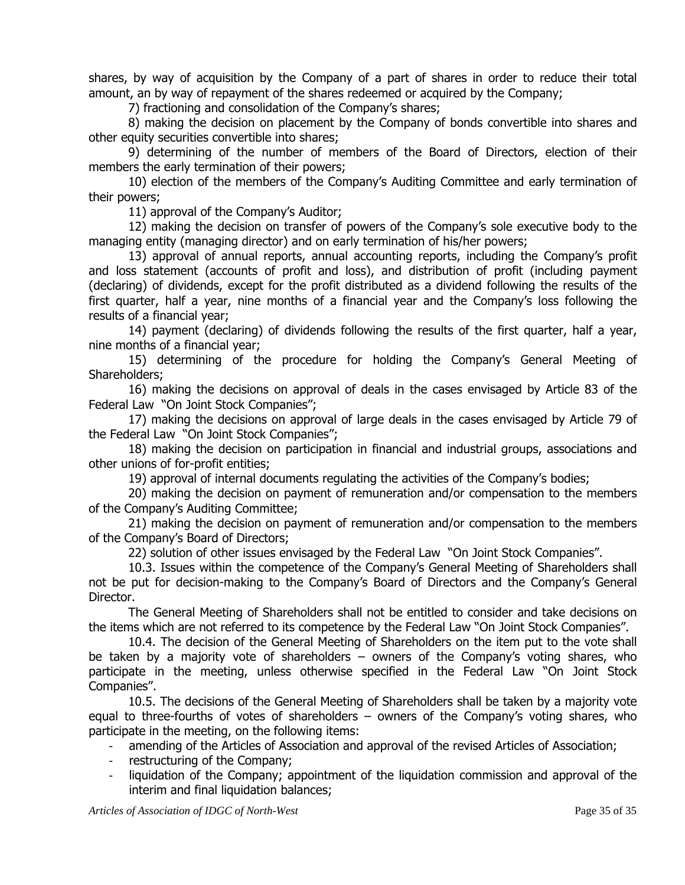shares, by way of acquisition by the Company of a part of shares in order to reduce their total amount, an by way of repayment of the shares redeemed or acquired by the Company;

7) fractioning and consolidation of the Company's shares;

8) making the decision on placement by the Company of bonds convertible into shares and other equity securities convertible into shares;

9) determining of the number of members of the Board of Directors, election of their members the early termination of their powers;

10) election of the members of the Company's Auditing Committee and early termination of their powers;

11) approval of the Company's Auditor;

12) making the decision on transfer of powers of the Company's sole executive body to the managing entity (managing director) and on early termination of his/her powers;

13) approval of annual reports, annual accounting reports, including the Company's profit and loss statement (accounts of profit and loss), and distribution of profit (including payment (declaring) of dividends, except for the profit distributed as a dividend following the results of the first quarter, half a year, nine months of a financial year and the Company's loss following the results of a financial year;

14) payment (declaring) of dividends following the results of the first quarter, half a year, nine months of a financial year;

15) determining of the procedure for holding the Company's General Meeting of Shareholders;

16) making the decisions on approval of deals in the cases envisaged by Article 83 of the Federal Law "On Joint Stock Companies";

17) making the decisions on approval of large deals in the cases envisaged by Article 79 of the Federal Law "On Joint Stock Companies";

18) making the decision on participation in financial and industrial groups, associations and other unions of for-profit entities;

19) approval of internal documents regulating the activities of the Company's bodies;

20) making the decision on payment of remuneration and/or compensation to the members of the Company's Auditing Committee;

21) making the decision on payment of remuneration and/or compensation to the members of the Company's Board of Directors;

22) solution of other issues envisaged by the Federal Law "On Joint Stock Companies".

10.3. Issues within the competence of the Company's General Meeting of Shareholders shall not be put for decision-making to the Company's Board of Directors and the Company's General Director.

The General Meeting of Shareholders shall not be entitled to consider and take decisions on the items which are not referred to its competence by the Federal Law "On Joint Stock Companies".

10.4. The decision of the General Meeting of Shareholders on the item put to the vote shall be taken by a majority vote of shareholders – owners of the Company's voting shares, who participate in the meeting, unless otherwise specified in the Federal Law "On Joint Stock Companies".

10.5. The decisions of the General Meeting of Shareholders shall be taken by a majority vote equal to three-fourths of votes of shareholders – owners of the Company's voting shares, who participate in the meeting, on the following items:

- amending of the Articles of Association and approval of the revised Articles of Association;
- restructuring of the Company;
- liquidation of the Company; appointment of the liquidation commission and approval of the interim and final liquidation balances;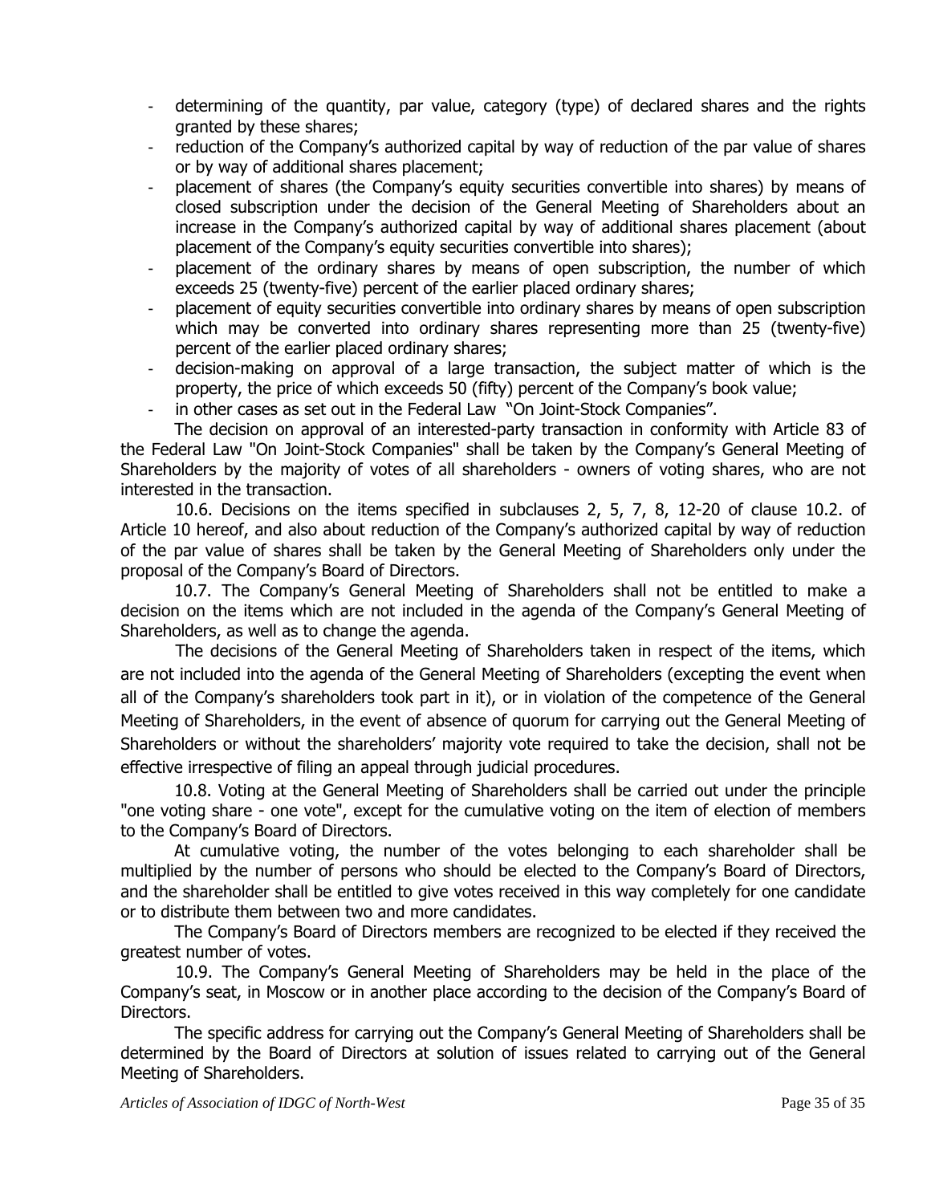- determining of the quantity, par value, category (type) of declared shares and the rights granted by these shares;
- reduction of the Company's authorized capital by way of reduction of the par value of shares or by way of additional shares placement;
- placement of shares (the Company's equity securities convertible into shares) by means of closed subscription under the decision of the General Meeting of Shareholders about an increase in the Company's authorized capital by way of additional shares placement (about placement of the Company's equity securities convertible into shares);
- placement of the ordinary shares by means of open subscription, the number of which exceeds 25 (twenty-five) percent of the earlier placed ordinary shares;
- placement of equity securities convertible into ordinary shares by means of open subscription which may be converted into ordinary shares representing more than 25 (twenty-five) percent of the earlier placed ordinary shares;
- decision-making on approval of a large transaction, the subject matter of which is the property, the price of which exceeds 50 (fifty) percent of the Company's book value;
- in other cases as set out in the Federal Law "On Joint-Stock Companies".

The decision on approval of an interested-party transaction in conformity with Article 83 of the Federal Law "On Joint-Stock Companies" shall be taken by the Company's General Meeting of Shareholders by the majority of votes of all shareholders - owners of voting shares, who are not interested in the transaction.

10.6. Decisions on the items specified in subclauses 2, 5, 7, 8, 12-20 of clause 10.2. of Article 10 hereof, and also about reduction of the Company's authorized capital by way of reduction of the par value of shares shall be taken by the General Meeting of Shareholders only under the proposal of the Company's Board of Directors.

10.7. The Company's General Meeting of Shareholders shall not be entitled to make a decision on the items which are not included in the agenda of the Company's General Meeting of Shareholders, as well as to change the agenda.

The decisions of the General Meeting of Shareholders taken in respect of the items, which are not included into the agenda of the General Meeting of Shareholders (excepting the event when all of the Company's shareholders took part in it), or in violation of the competence of the General Meeting of Shareholders, in the event of absence of quorum for carrying out the General Meeting of Shareholders or without the shareholders' majority vote required to take the decision, shall not be effective irrespective of filing an appeal through judicial procedures.

10.8. Voting at the General Meeting of Shareholders shall be carried out under the principle "one voting share - one vote", except for the cumulative voting on the item of election of members to the Company's Board of Directors.

At cumulative voting, the number of the votes belonging to each shareholder shall be multiplied by the number of persons who should be elected to the Company's Board of Directors, and the shareholder shall be entitled to give votes received in this way completely for one candidate or to distribute them between two and more candidates.

The Company's Board of Directors members are recognized to be elected if they received the greatest number of votes.

10.9. The Company's General Meeting of Shareholders may be held in the place of the Company's seat, in Moscow or in another place according to the decision of the Company's Board of Directors.

The specific address for carrying out the Company's General Meeting of Shareholders shall be determined by the Board of Directors at solution of issues related to carrying out of the General Meeting of Shareholders.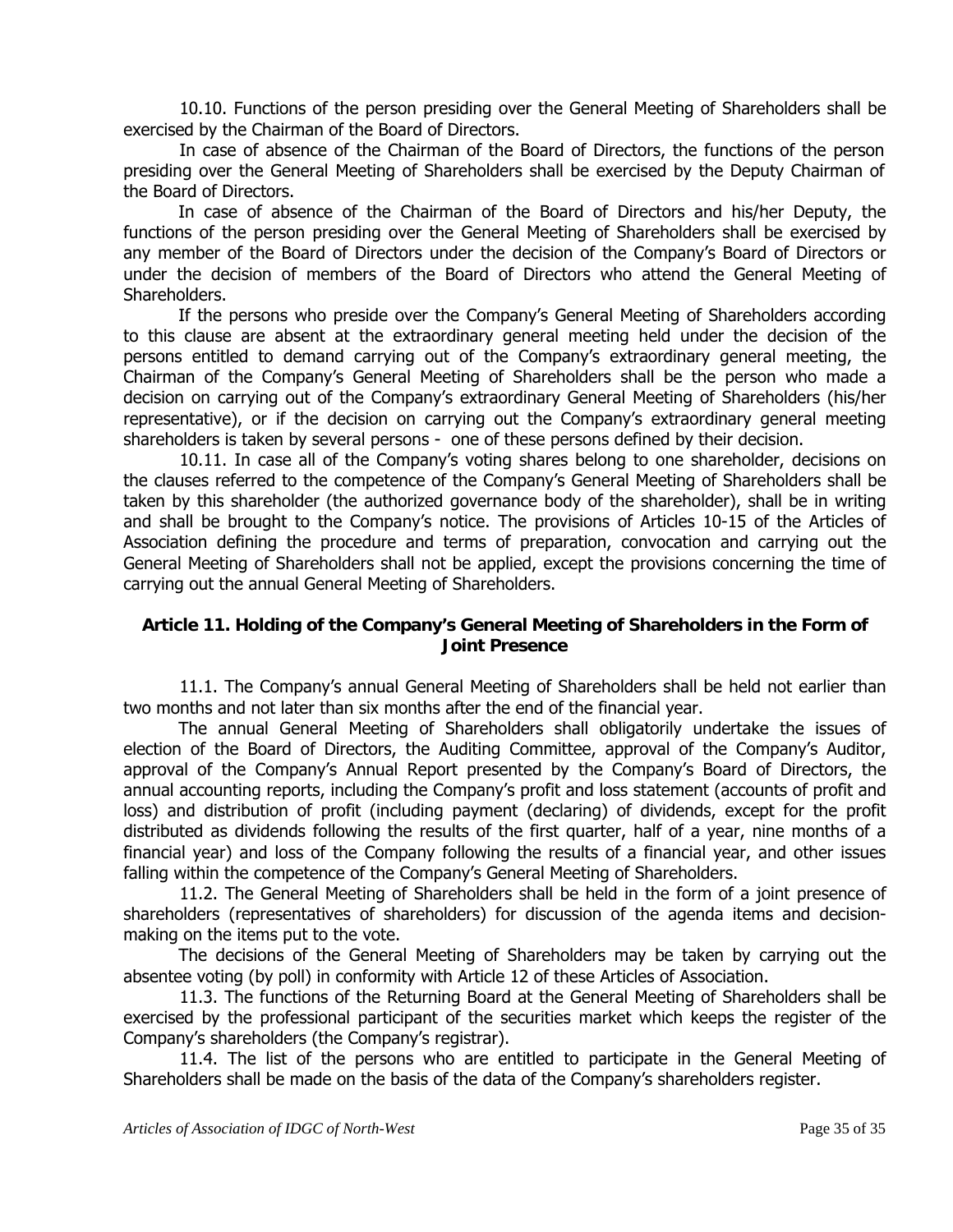10.10. Functions of the person presiding over the General Meeting of Shareholders shall be exercised by the Chairman of the Board of Directors.

In case of absence of the Chairman of the Board of Directors, the functions of the person presiding over the General Meeting of Shareholders shall be exercised by the Deputy Chairman of the Board of Directors.

In case of absence of the Chairman of the Board of Directors and his/her Deputy, the functions of the person presiding over the General Meeting of Shareholders shall be exercised by any member of the Board of Directors under the decision of the Company's Board of Directors or under the decision of members of the Board of Directors who attend the General Meeting of Shareholders.

If the persons who preside over the Company's General Meeting of Shareholders according to this clause are absent at the extraordinary general meeting held under the decision of the persons entitled to demand carrying out of the Company's extraordinary general meeting, the Chairman of the Company's General Meeting of Shareholders shall be the person who made a decision on carrying out of the Company's extraordinary General Meeting of Shareholders (his/her representative), or if the decision on carrying out the Company's extraordinary general meeting shareholders is taken by several persons - one of these persons defined by their decision.

10.11. In case all of the Company's voting shares belong to one shareholder, decisions on the clauses referred to the competence of the Company's General Meeting of Shareholders shall be taken by this shareholder (the authorized governance body of the shareholder), shall be in writing and shall be brought to the Company's notice. The provisions of Articles 10-15 of the Articles of Association defining the procedure and terms of preparation, convocation and carrying out the General Meeting of Shareholders shall not be applied, except the provisions concerning the time of carrying out the annual General Meeting of Shareholders.

## Article 11. Holding of the Company's General Meeting of Shareholders in the Form of Joint Presence

11.1. The Company's annual General Meeting of Shareholders shall be held not earlier than two months and not later than six months after the end of the financial year.

The annual General Meeting of Shareholders shall obligatorily undertake the issues of election of the Board of Directors, the Auditing Committee, approval of the Company's Auditor, approval of the Company's Annual Report presented by the Company's Board of Directors, the annual accounting reports, including the Company's profit and loss statement (accounts of profit and loss) and distribution of profit (including payment (declaring) of dividends, except for the profit distributed as dividends following the results of the first quarter, half of a year, nine months of a financial year) and loss of the Company following the results of a financial year, and other issues falling within the competence of the Company's General Meeting of Shareholders.

11.2. The General Meeting of Shareholders shall be held in the form of a joint presence of shareholders (representatives of shareholders) for discussion of the agenda items and decision-making on the items put to the vote.

The decisions of the General Meeting of Shareholders may be taken by carrying out the absentee voting (by poll) in conformity with Article 12 of these Articles of Association.

11.3. The functions of the Returning Board at the General Meeting of Shareholders shall be exercised by the professional participant of the securities market which keeps the register of the Company's shareholders (the Company's registrar).

11.4. The list of the persons who are entitled to participate in the General Meeting of Shareholders shall be made on the basis of the data of the Company's shareholders register.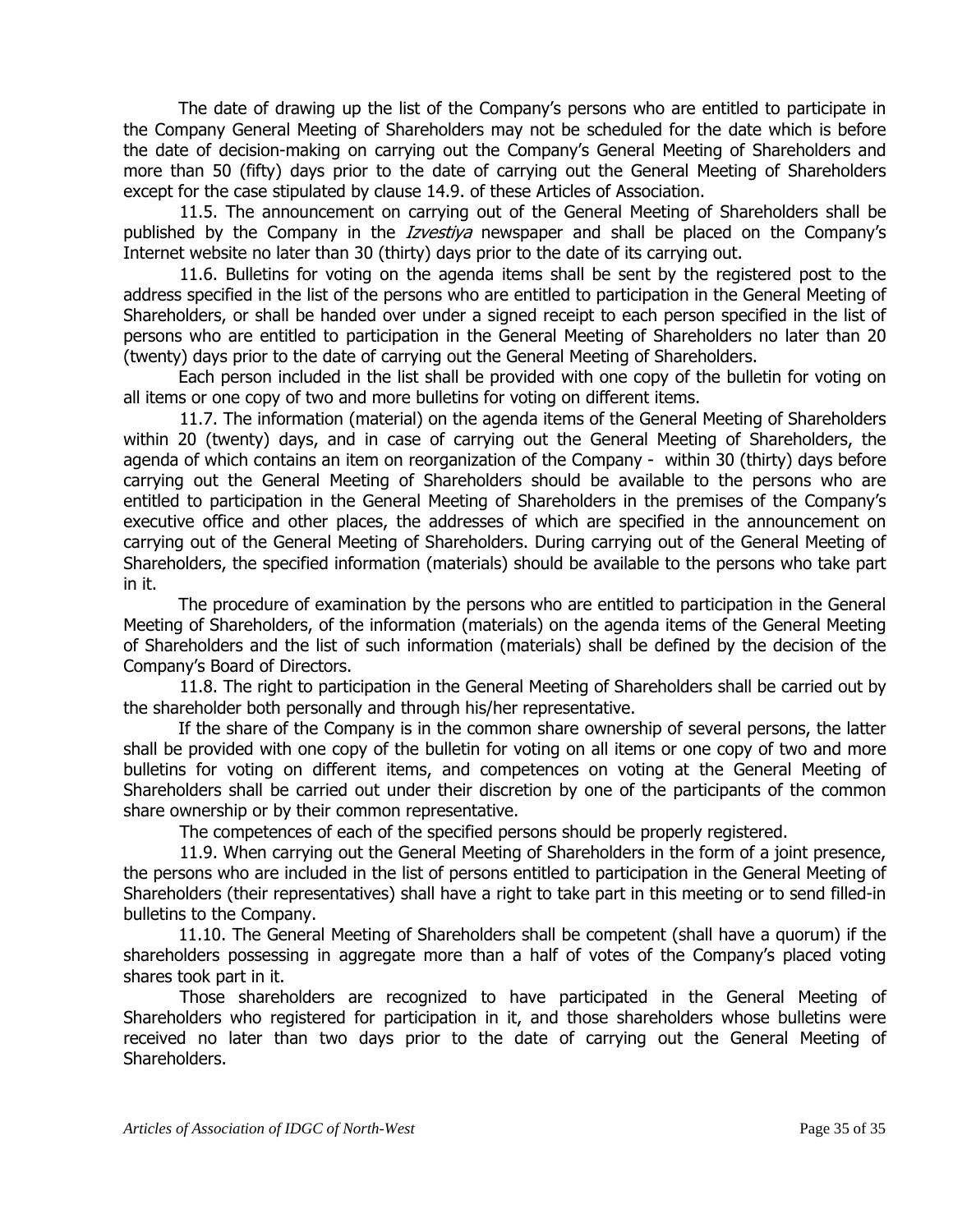The date of drawing up the list of the Company's persons who are entitled to participate in the Company General Meeting of Shareholders may not be scheduled for the date which is before the date of decision-making on carrying out the Company's General Meeting of Shareholders and more than 50 (fifty) days prior to the date of carrying out the General Meeting of Shareholders except for the case stipulated by clause 14.9. of these Articles of Association.

11.5. The announcement on carrying out of the General Meeting of Shareholders shall be published by the Company in the *Izvestiya* newspaper and shall be placed on the Company's Internet website no later than 30 (thirty) days prior to the date of its carrying out.

11.6. Bulletins for voting on the agenda items shall be sent by the registered post to the address specified in the list of the persons who are entitled to participation in the General Meeting of Shareholders, or shall be handed over under a signed receipt to each person specified in the list of persons who are entitled to participation in the General Meeting of Shareholders no later than 20 (twenty) days prior to the date of carrying out the General Meeting of Shareholders.

Each person included in the list shall be provided with one copy of the bulletin for voting on all items or one copy of two and more bulletins for voting on different items.

11.7. The information (material) on the agenda items of the General Meeting of Shareholders within 20 (twenty) days, and in case of carrying out the General Meeting of Shareholders, the agenda of which contains an item on reorganization of the Company - within 30 (thirty) days before carrying out the General Meeting of Shareholders should be available to the persons who are entitled to participation in the General Meeting of Shareholders in the premises of the Company's executive office and other places, the addresses of which are specified in the announcement on carrying out of the General Meeting of Shareholders. During carrying out of the General Meeting of Shareholders, the specified information (materials) should be available to the persons who take part in it.

The procedure of examination by the persons who are entitled to participation in the General Meeting of Shareholders, of the information (materials) on the agenda items of the General Meeting of Shareholders and the list of such information (materials) shall be defined by the decision of the Company's Board of Directors.

11.8. The right to participation in the General Meeting of Shareholders shall be carried out by the shareholder both personally and through his/her representative.

If the share of the Company is in the common share ownership of several persons, the latter shall be provided with one copy of the bulletin for voting on all items or one copy of two and more bulletins for voting on different items, and competences on voting at the General Meeting of Shareholders shall be carried out under their discretion by one of the participants of the common share ownership or by their common representative.

The competences of each of the specified persons should be properly registered.

11.9. When carrying out the General Meeting of Shareholders in the form of a joint presence, the persons who are included in the list of persons entitled to participation in the General Meeting of Shareholders (their representatives) shall have a right to take part in this meeting or to send filled-in bulletins to the Company.

11.10. The General Meeting of Shareholders shall be competent (shall have a quorum) if the shareholders possessing in aggregate more than a half of votes of the Company's placed voting shares took part in it.

Those shareholders are recognized to have participated in the General Meeting of Shareholders who registered for participation in it, and those shareholders whose bulletins were received no later than two days prior to the date of carrying out the General Meeting of Shareholders.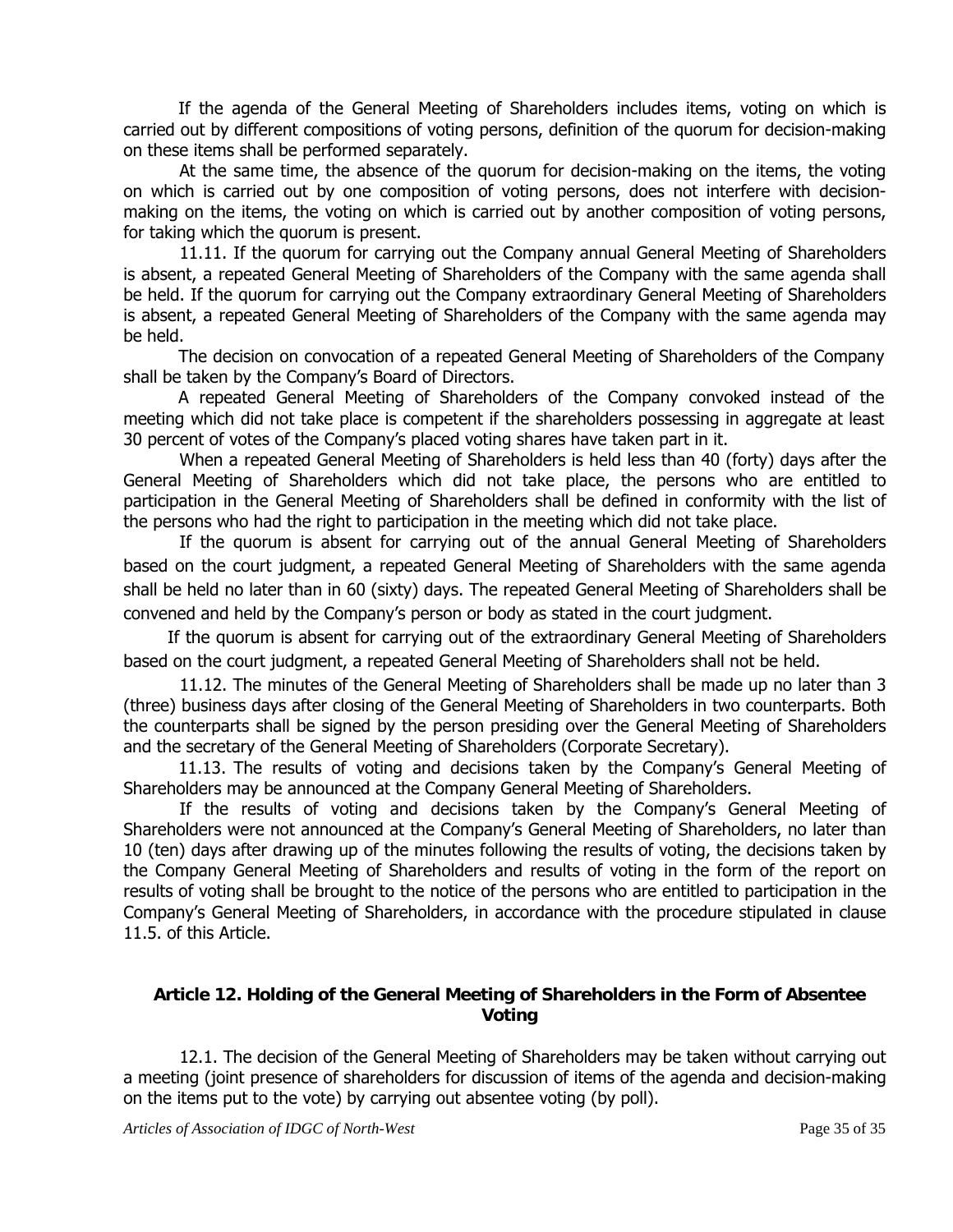If the agenda of the General Meeting of Shareholders includes items, voting on which is carried out by different compositions of voting persons, definition of the quorum for decision-making on these items shall be performed separately.

At the same time, the absence of the quorum for decision-making on the items, the voting on which is carried out by one composition of voting persons, does not interfere with decision-making on the items, the voting on which is carried out by another composition of voting persons, for taking which the quorum is present.

11.11. If the quorum for carrying out the Company annual General Meeting of Shareholders is absent, a repeated General Meeting of Shareholders of the Company with the same agenda shall be held. If the quorum for carrying out the Company extraordinary General Meeting of Shareholders is absent, a repeated General Meeting of Shareholders of the Company with the same agenda may be held.

The decision on convocation of a repeated General Meeting of Shareholders of the Company shall be taken by the Company's Board of Directors.

A repeated General Meeting of Shareholders of the Company convoked instead of the meeting which did not take place is competent if the shareholders possessing in aggregate at least 30 percent of votes of the Company's placed voting shares have taken part in it.

When a repeated General Meeting of Shareholders is held less than 40 (forty) days after the General Meeting of Shareholders which did not take place, the persons who are entitled to participation in the General Meeting of Shareholders shall be defined in conformity with the list of the persons who had the right to participation in the meeting which did not take place.

If the quorum is absent for carrying out of the annual General Meeting of Shareholders based on the court judgment, a repeated General Meeting of Shareholders with the same agenda shall be held no later than in 60 (sixty) days. The repeated General Meeting of Shareholders shall be convened and held by the Company's person or body as stated in the court judgment.

If the quorum is absent for carrying out of the extraordinary General Meeting of Shareholders based on the court judgment, a repeated General Meeting of Shareholders shall not be held.

11.12. The minutes of the General Meeting of Shareholders shall be made up no later than 3 (three) business days after closing of the General Meeting of Shareholders in two counterparts. Both the counterparts shall be signed by the person presiding over the General Meeting of Shareholders and the secretary of the General Meeting of Shareholders (Corporate Secretary).

11.13. The results of voting and decisions taken by the Company's General Meeting of Shareholders may be announced at the Company General Meeting of Shareholders.

If the results of voting and decisions taken by the Company's General Meeting of Shareholders were not announced at the Company's General Meeting of Shareholders, no later than 10 (ten) days after drawing up of the minutes following the results of voting, the decisions taken by the Company General Meeting of Shareholders and results of voting in the form of the report on results of voting shall be brought to the notice of the persons who are entitled to participation in the Company's General Meeting of Shareholders, in accordance with the procedure stipulated in clause 11.5. of this Article.

## Article 12. Holding of the General Meeting of Shareholders in the Form of Absentee Voting

12.1. The decision of the General Meeting of Shareholders may be taken without carrying out a meeting (joint presence of shareholders for discussion of items of the agenda and decision-making on the items put to the vote) by carrying out absentee voting (by poll).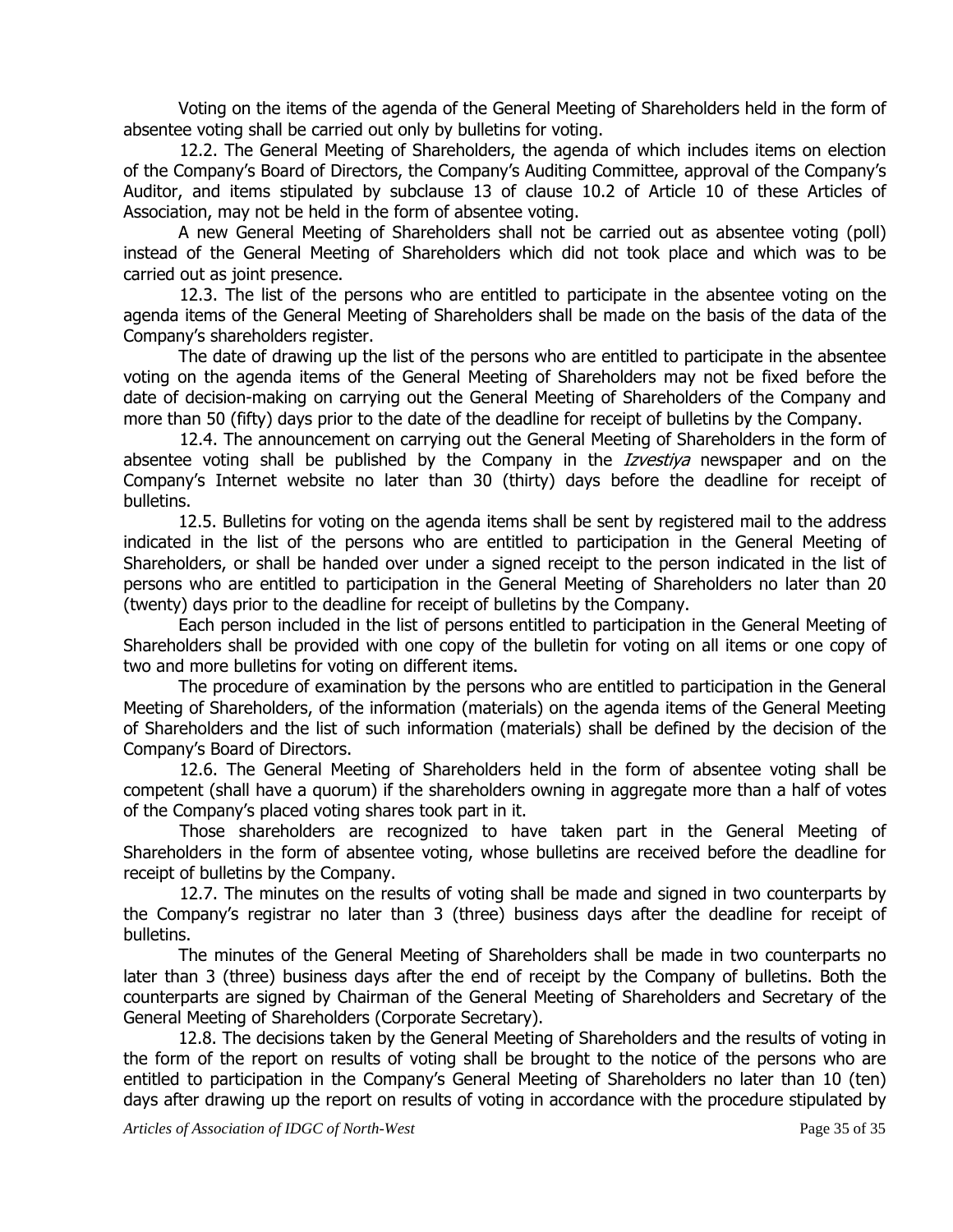Voting on the items of the agenda of the General Meeting of Shareholders held in the form of absentee voting shall be carried out only by bulletins for voting.

12.2. The General Meeting of Shareholders, the agenda of which includes items on election of the Company's Board of Directors, the Company's Auditing Committee, approval of the Company's Auditor, and items stipulated by subclause 13 of clause 10.2 of Article 10 of these Articles of Association, may not be held in the form of absentee voting.

A new General Meeting of Shareholders shall not be carried out as absentee voting (poll) instead of the General Meeting of Shareholders which did not took place and which was to be carried out as joint presence.

12.3. The list of the persons who are entitled to participate in the absentee voting on the agenda items of the General Meeting of Shareholders shall be made on the basis of the data of the Company's shareholders register.

The date of drawing up the list of the persons who are entitled to participate in the absentee voting on the agenda items of the General Meeting of Shareholders may not be fixed before the date of decision-making on carrying out the General Meeting of Shareholders of the Company and more than 50 (fifty) days prior to the date of the deadline for receipt of bulletins by the Company.

12.4. The announcement on carrying out the General Meeting of Shareholders in the form of absentee voting shall be published by the Company in the *Izvestiya* newspaper and on the Company's Internet website no later than 30 (thirty) days before the deadline for receipt of bulletins.

12.5. Bulletins for voting on the agenda items shall be sent by registered mail to the address indicated in the list of the persons who are entitled to participation in the General Meeting of Shareholders, or shall be handed over under a signed receipt to the person indicated in the list of persons who are entitled to participation in the General Meeting of Shareholders no later than 20 (twenty) days prior to the deadline for receipt of bulletins by the Company.

Each person included in the list of persons entitled to participation in the General Meeting of Shareholders shall be provided with one copy of the bulletin for voting on all items or one copy of two and more bulletins for voting on different items.

The procedure of examination by the persons who are entitled to participation in the General Meeting of Shareholders, of the information (materials) on the agenda items of the General Meeting of Shareholders and the list of such information (materials) shall be defined by the decision of the Company's Board of Directors.

12.6. The General Meeting of Shareholders held in the form of absentee voting shall be competent (shall have a quorum) if the shareholders owning in aggregate more than a half of votes of the Company's placed voting shares took part in it.

Those shareholders are recognized to have taken part in the General Meeting of Shareholders in the form of absentee voting, whose bulletins are received before the deadline for receipt of bulletins by the Company.

12.7. The minutes on the results of voting shall be made and signed in two counterparts by the Company's registrar no later than 3 (three) business days after the deadline for receipt of bulletins.

The minutes of the General Meeting of Shareholders shall be made in two counterparts no later than 3 (three) business days after the end of receipt by the Company of bulletins. Both the counterparts are signed by Chairman of the General Meeting of Shareholders and Secretary of the General Meeting of Shareholders (Corporate Secretary).

12.8. The decisions taken by the General Meeting of Shareholders and the results of voting in the form of the report on results of voting shall be brought to the notice of the persons who are entitled to participation in the Company's General Meeting of Shareholders no later than 10 (ten) days after drawing up the report on results of voting in accordance with the procedure stipulated by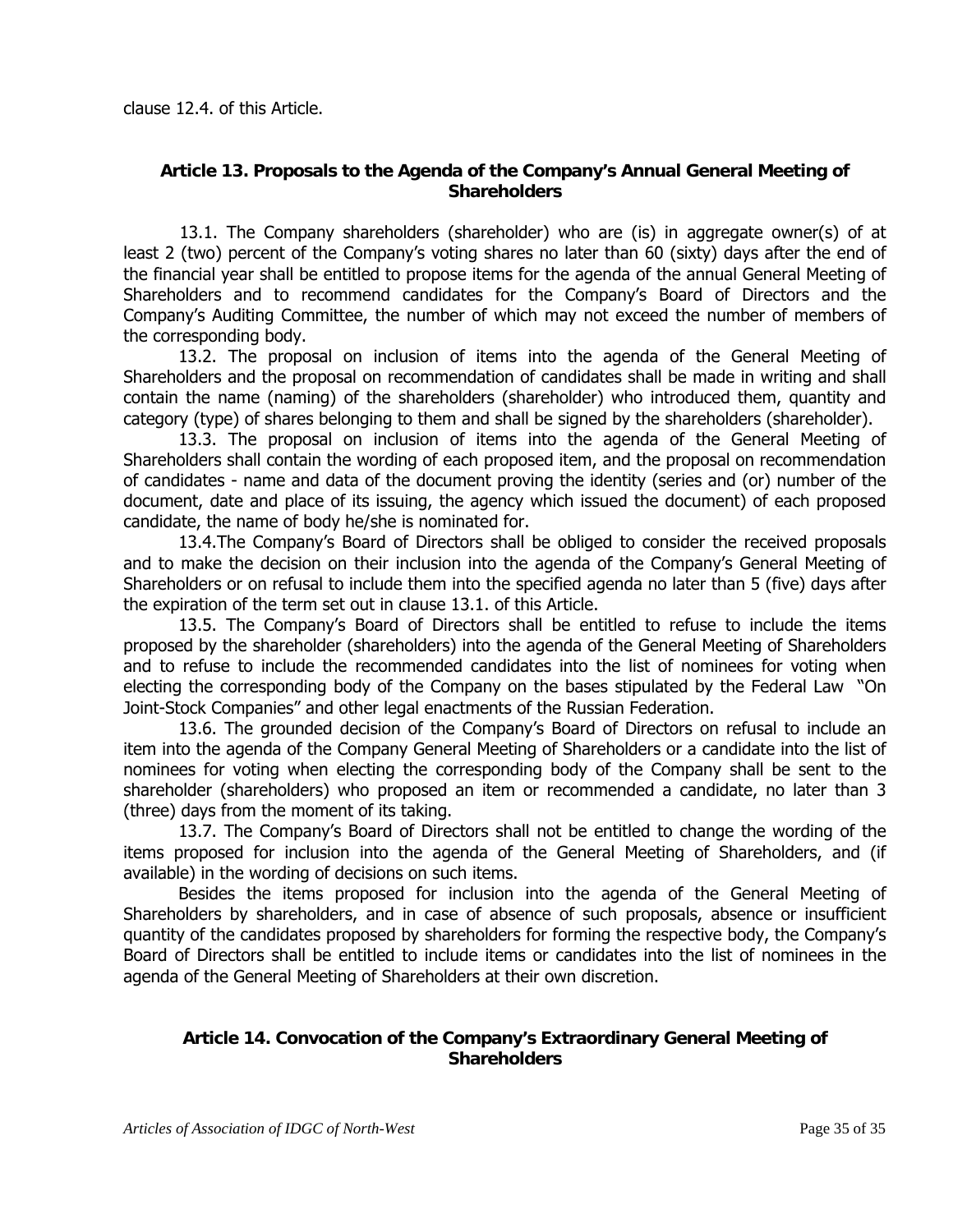clause 12.4. of this Article.

### Article 13. Proposals to the Agenda of the Company's Annual General Meeting of Shareholders

13.1. The Company shareholders (shareholder) who are (is) in aggregate owner(s) of at least 2 (two) percent of the Company's voting shares no later than 60 (sixty) days after the end of the financial year shall be entitled to propose items for the agenda of the annual General Meeting of Shareholders and to recommend candidates for the Company's Board of Directors and the Company's Auditing Committee, the number of which may not exceed the number of members of the corresponding body.

13.2. The proposal on inclusion of items into the agenda of the General Meeting of Shareholders and the proposal on recommendation of candidates shall be made in writing and shall contain the name (naming) of the shareholders (shareholder) who introduced them, quantity and category (type) of shares belonging to them and shall be signed by the shareholders (shareholder).

13.3. The proposal on inclusion of items into the agenda of the General Meeting of Shareholders shall contain the wording of each proposed item, and the proposal on recommendation of candidates - name and data of the document proving the identity (series and (or) number of the document, date and place of its issuing, the agency which issued the document) of each proposed candidate, the name of body he/she is nominated for.

13.4.The Company's Board of Directors shall be obliged to consider the received proposals and to make the decision on their inclusion into the agenda of the Company's General Meeting of Shareholders or on refusal to include them into the specified agenda no later than 5 (five) days after the expiration of the term set out in clause 13.1. of this Article.

13.5. The Company's Board of Directors shall be entitled to refuse to include the items proposed by the shareholder (shareholders) into the agenda of the General Meeting of Shareholders and to refuse to include the recommended candidates into the list of nominees for voting when electing the corresponding body of the Company on the bases stipulated by the Federal Law "On Joint-Stock Companies" and other legal enactments of the Russian Federation.

13.6. The grounded decision of the Company's Board of Directors on refusal to include an item into the agenda of the Company General Meeting of Shareholders or a candidate into the list of nominees for voting when electing the corresponding body of the Company shall be sent to the shareholder (shareholders) who proposed an item or recommended a candidate, no later than 3 (three) days from the moment of its taking.

13.7. The Company's Board of Directors shall not be entitled to change the wording of the items proposed for inclusion into the agenda of the General Meeting of Shareholders, and (if available) in the wording of decisions on such items.

Besides the items proposed for inclusion into the agenda of the General Meeting of Shareholders by shareholders, and in case of absence of such proposals, absence or insufficient quantity of the candidates proposed by shareholders for forming the respective body, the Company's Board of Directors shall be entitled to include items or candidates into the list of nominees in the agenda of the General Meeting of Shareholders at their own discretion.

### Article 14. Convocation of the Company's Extraordinary General Meeting of Shareholders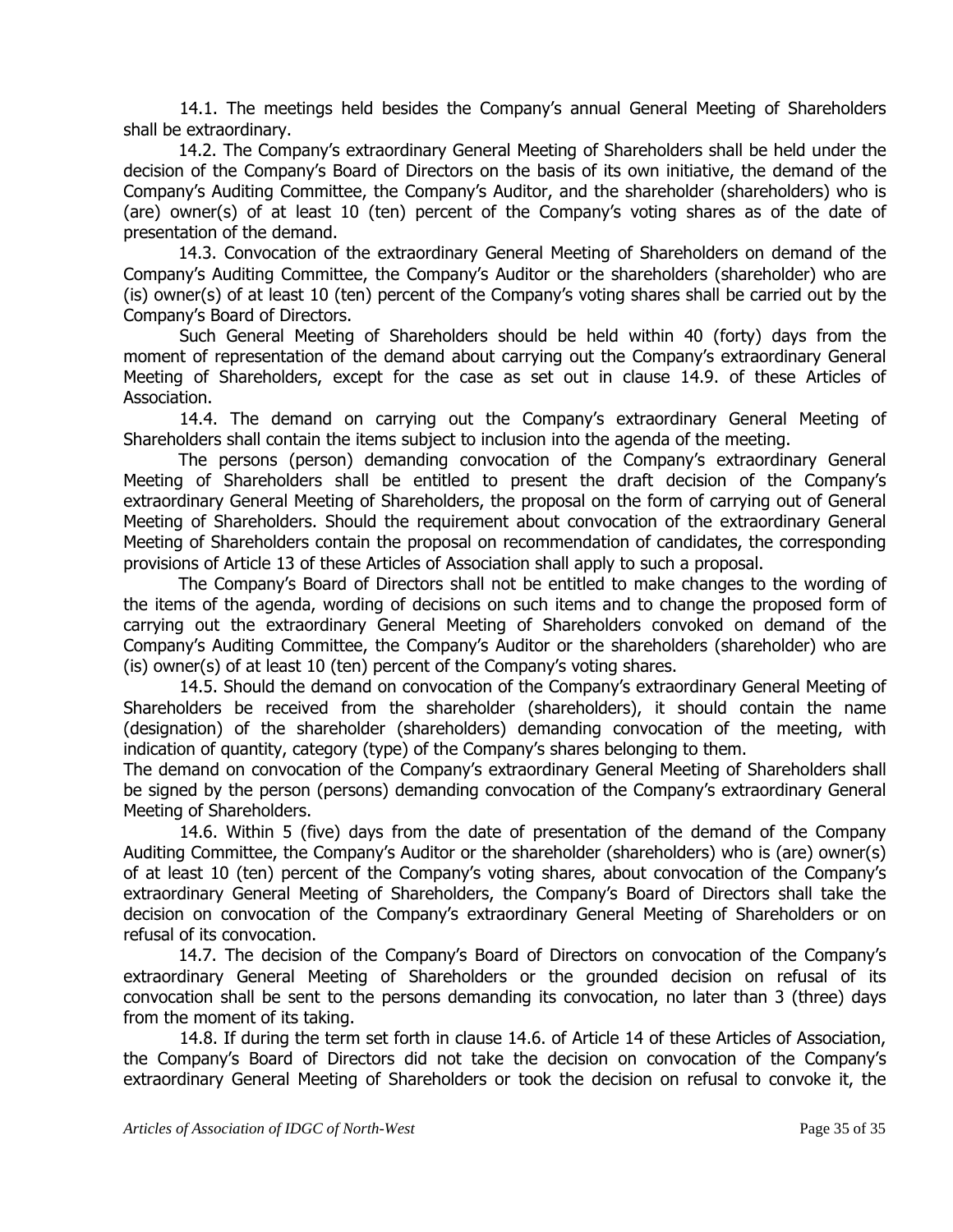14.1. The meetings held besides the Company's annual General Meeting of Shareholders shall be extraordinary.

14.2. The Company's extraordinary General Meeting of Shareholders shall be held under the decision of the Company's Board of Directors on the basis of its own initiative, the demand of the Company's Auditing Committee, the Company's Auditor, and the shareholder (shareholders) who is (are) owner(s) of at least 10 (ten) percent of the Company's voting shares as of the date of presentation of the demand.

14.3. Convocation of the extraordinary General Meeting of Shareholders on demand of the Company's Auditing Committee, the Company's Auditor or the shareholders (shareholder) who are (is) owner(s) of at least 10 (ten) percent of the Company's voting shares shall be carried out by the Company's Board of Directors.

Such General Meeting of Shareholders should be held within 40 (forty) days from the moment of representation of the demand about carrying out the Company's extraordinary General Meeting of Shareholders, except for the case as set out in clause 14.9. of these Articles of Association.

14.4. The demand on carrying out the Company's extraordinary General Meeting of Shareholders shall contain the items subject to inclusion into the agenda of the meeting.

The persons (person) demanding convocation of the Company's extraordinary General Meeting of Shareholders shall be entitled to present the draft decision of the Company's extraordinary General Meeting of Shareholders, the proposal on the form of carrying out of General Meeting of Shareholders. Should the requirement about convocation of the extraordinary General Meeting of Shareholders contain the proposal on recommendation of candidates, the corresponding provisions of Article 13 of these Articles of Association shall apply to such a proposal.

The Company's Board of Directors shall not be entitled to make changes to the wording of the items of the agenda, wording of decisions on such items and to change the proposed form of carrying out the extraordinary General Meeting of Shareholders convoked on demand of the Company's Auditing Committee, the Company's Auditor or the shareholders (shareholder) who are (is) owner(s) of at least 10 (ten) percent of the Company's voting shares.

14.5. Should the demand on convocation of the Company's extraordinary General Meeting of Shareholders be received from the shareholder (shareholders), it should contain the name (designation) of the shareholder (shareholders) demanding convocation of the meeting, with indication of quantity, category (type) of the Company's shares belonging to them.

The demand on convocation of the Company's extraordinary General Meeting of Shareholders shall be signed by the person (persons) demanding convocation of the Company's extraordinary General Meeting of Shareholders.

14.6. Within 5 (five) days from the date of presentation of the demand of the Company Auditing Committee, the Company's Auditor or the shareholder (shareholders) who is (are) owner(s) of at least 10 (ten) percent of the Company's voting shares, about convocation of the Company's extraordinary General Meeting of Shareholders, the Company's Board of Directors shall take the decision on convocation of the Company's extraordinary General Meeting of Shareholders or on refusal of its convocation.

14.7. The decision of the Company's Board of Directors on convocation of the Company's extraordinary General Meeting of Shareholders or the grounded decision on refusal of its convocation shall be sent to the persons demanding its convocation, no later than 3 (three) days from the moment of its taking.

14.8. If during the term set forth in clause 14.6. of Article 14 of these Articles of Association, the Company's Board of Directors did not take the decision on convocation of the Company's extraordinary General Meeting of Shareholders or took the decision on refusal to convoke it, the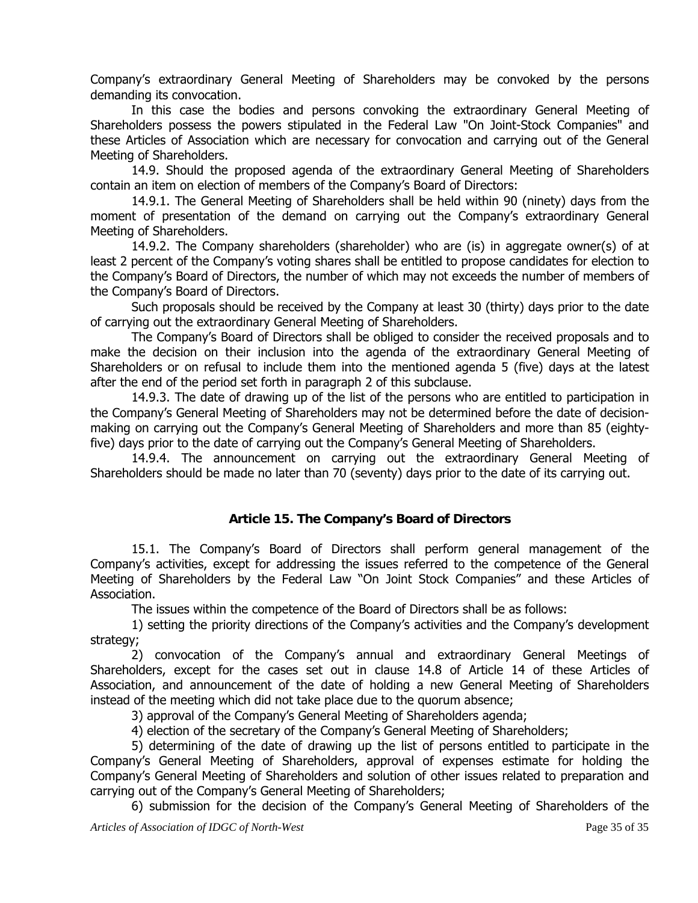Company's extraordinary General Meeting of Shareholders may be convoked by the persons demanding its convocation.

In this case the bodies and persons convoking the extraordinary General Meeting of Shareholders possess the powers stipulated in the Federal Law "On Joint-Stock Companies" and these Articles of Association which are necessary for convocation and carrying out of the General Meeting of Shareholders.

14.9. Should the proposed agenda of the extraordinary General Meeting of Shareholders contain an item on election of members of the Company's Board of Directors:

14.9.1. The General Meeting of Shareholders shall be held within 90 (ninety) days from the moment of presentation of the demand on carrying out the Company's extraordinary General Meeting of Shareholders.

14.9.2. The Company shareholders (shareholder) who are (is) in aggregate owner(s) of at least 2 percent of the Company's voting shares shall be entitled to propose candidates for election to the Company's Board of Directors, the number of which may not exceeds the number of members of the Company's Board of Directors.

Such proposals should be received by the Company at least 30 (thirty) days prior to the date of carrying out the extraordinary General Meeting of Shareholders.

The Company's Board of Directors shall be obliged to consider the received proposals and to make the decision on their inclusion into the agenda of the extraordinary General Meeting of Shareholders or on refusal to include them into the mentioned agenda 5 (five) days at the latest after the end of the period set forth in paragraph 2 of this subclause.

14.9.3. The date of drawing up of the list of the persons who are entitled to participation in the Company's General Meeting of Shareholders may not be determined before the date of decision-making on carrying out the Company's General Meeting of Shareholders and more than 85 (eighty-five) days prior to the date of carrying out the Company's General Meeting of Shareholders.

14.9.4. The announcement on carrying out the extraordinary General Meeting of Shareholders should be made no later than 70 (seventy) days prior to the date of its carrying out.

### Article 15. The Company's Board of Directors

15.1. The Company's Board of Directors shall perform general management of the Company's activities, except for addressing the issues referred to the competence of the General Meeting of Shareholders by the Federal Law "On Joint Stock Companies" and these Articles of Association.

The issues within the competence of the Board of Directors shall be as follows:

1) setting the priority directions of the Company's activities and the Company's development strategy;

2) convocation of the Company's annual and extraordinary General Meetings of Shareholders, except for the cases set out in clause 14.8 of Article 14 of these Articles of Association, and announcement of the date of holding a new General Meeting of Shareholders instead of the meeting which did not take place due to the quorum absence;

3) approval of the Company's General Meeting of Shareholders agenda;

4) election of the secretary of the Company's General Meeting of Shareholders;

5) determining of the date of drawing up the list of persons entitled to participate in the Company's General Meeting of Shareholders, approval of expenses estimate for holding the Company's General Meeting of Shareholders and solution of other issues related to preparation and carrying out of the Company's General Meeting of Shareholders;

6) submission for the decision of the Company's General Meeting of Shareholders of the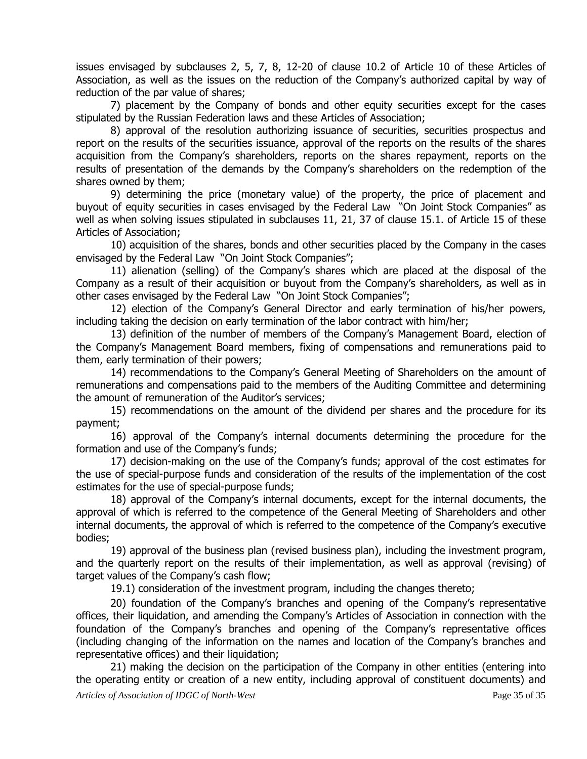issues envisaged by subclauses 2, 5, 7, 8, 12-20 of clause 10.2 of Article 10 of these Articles of Association, as well as the issues on the reduction of the Company's authorized capital by way of reduction of the par value of shares;

7) placement by the Company of bonds and other equity securities except for the cases stipulated by the Russian Federation laws and these Articles of Association;

8) approval of the resolution authorizing issuance of securities, securities prospectus and report on the results of the securities issuance, approval of the reports on the results of the shares acquisition from the Company's shareholders, reports on the shares repayment, reports on the results of presentation of the demands by the Company's shareholders on the redemption of the shares owned by them;

9) determining the price (monetary value) of the property, the price of placement and buyout of equity securities in cases envisaged by the Federal Law "On Joint Stock Companies" as well as when solving issues stipulated in subclauses 11, 21, 37 of clause 15.1. of Article 15 of these Articles of Association;

10) acquisition of the shares, bonds and other securities placed by the Company in the cases envisaged by the Federal Law "On Joint Stock Companies";

11) alienation (selling) of the Company's shares which are placed at the disposal of the Company as a result of their acquisition or buyout from the Company's shareholders, as well as in other cases envisaged by the Federal Law "On Joint Stock Companies";

12) election of the Company's General Director and early termination of his/her powers, including taking the decision on early termination of the labor contract with him/her;

13) definition of the number of members of the Company's Management Board, election of the Company's Management Board members, fixing of compensations and remunerations paid to them, early termination of their powers;

14) recommendations to the Company's General Meeting of Shareholders on the amount of remunerations and compensations paid to the members of the Auditing Committee and determining the amount of remuneration of the Auditor's services;

15) recommendations on the amount of the dividend per shares and the procedure for its payment;

16) approval of the Company's internal documents determining the procedure for the formation and use of the Company's funds;

17) decision-making on the use of the Company's funds; approval of the cost estimates for the use of special-purpose funds and consideration of the results of the implementation of the cost estimates for the use of special-purpose funds;

18) approval of the Company's internal documents, except for the internal documents, the approval of which is referred to the competence of the General Meeting of Shareholders and other internal documents, the approval of which is referred to the competence of the Company's executive bodies;

19) approval of the business plan (revised business plan), including the investment program, and the quarterly report on the results of their implementation, as well as approval (revising) of target values of the Company's cash flow;

19.1) consideration of the investment program, including the changes thereto;

20) foundation of the Company's branches and opening of the Company's representative offices, their liquidation, and amending the Company's Articles of Association in connection with the foundation of the Company's branches and opening of the Company's representative offices (including changing of the information on the names and location of the Company's branches and representative offices) and their liquidation;

21) making the decision on the participation of the Company in other entities (entering into the operating entity or creation of a new entity, including approval of constituent documents) and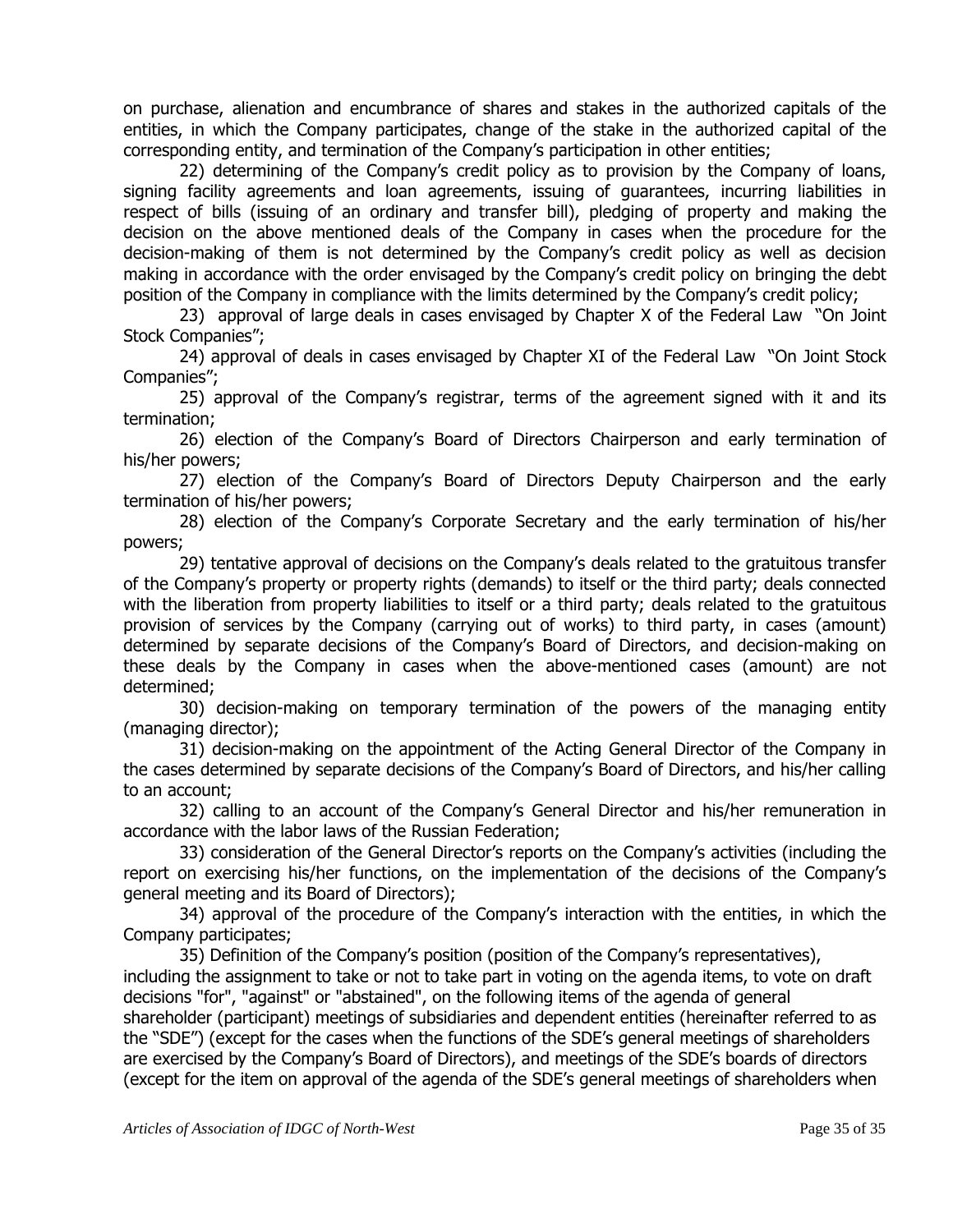on purchase, alienation and encumbrance of shares and stakes in the authorized capitals of the entities, in which the Company participates, change of the stake in the authorized capital of the corresponding entity, and termination of the Company's participation in other entities;

22) determining of the Company's credit policy as to provision by the Company of loans, signing facility agreements and loan agreements, issuing of guarantees, incurring liabilities in respect of bills (issuing of an ordinary and transfer bill), pledging of property and making the decision on the above mentioned deals of the Company in cases when the procedure for the decision-making of them is not determined by the Company's credit policy as well as decision making in accordance with the order envisaged by the Company's credit policy on bringing the debt position of the Company in compliance with the limits determined by the Company's credit policy;

23) approval of large deals in cases envisaged by Chapter X of the Federal Law "On Joint Stock Companies";

24) approval of deals in cases envisaged by Chapter XI of the Federal Law "On Joint Stock Companies";

25) approval of the Company's registrar, terms of the agreement signed with it and its termination;

26) election of the Company's Board of Directors Chairperson and early termination of his/her powers;

27) election of the Company's Board of Directors Deputy Chairperson and the early termination of his/her powers;

28) election of the Company's Corporate Secretary and the early termination of his/her powers;

29) tentative approval of decisions on the Company's deals related to the gratuitous transfer of the Company's property or property rights (demands) to itself or the third party; deals connected with the liberation from property liabilities to itself or a third party; deals related to the gratuitous provision of services by the Company (carrying out of works) to third party, in cases (amount) determined by separate decisions of the Company's Board of Directors, and decision-making on these deals by the Company in cases when the above-mentioned cases (amount) are not determined;

30) decision-making on temporary termination of the powers of the managing entity (managing director);

31) decision-making on the appointment of the Acting General Director of the Company in the cases determined by separate decisions of the Company's Board of Directors, and his/her calling to an account;

32) calling to an account of the Company's General Director and his/her remuneration in accordance with the labor laws of the Russian Federation;

33) consideration of the General Director's reports on the Company's activities (including the report on exercising his/her functions, on the implementation of the decisions of the Company's general meeting and its Board of Directors);

34) approval of the procedure of the Company's interaction with the entities, in which the Company participates;

35) Definition of the Company's position (position of the Company's representatives), including the assignment to take or not to take part in voting on the agenda items, to vote on draft decisions "for", "against" or "abstained", on the following items of the agenda of general shareholder (participant) meetings of subsidiaries and dependent entities (hereinafter referred to as the "SDE") (except for the cases when the functions of the SDE's general meetings of shareholders are exercised by the Company's Board of Directors), and meetings of the SDE's boards of directors (except for the item on approval of the agenda of the SDE's general meetings of shareholders when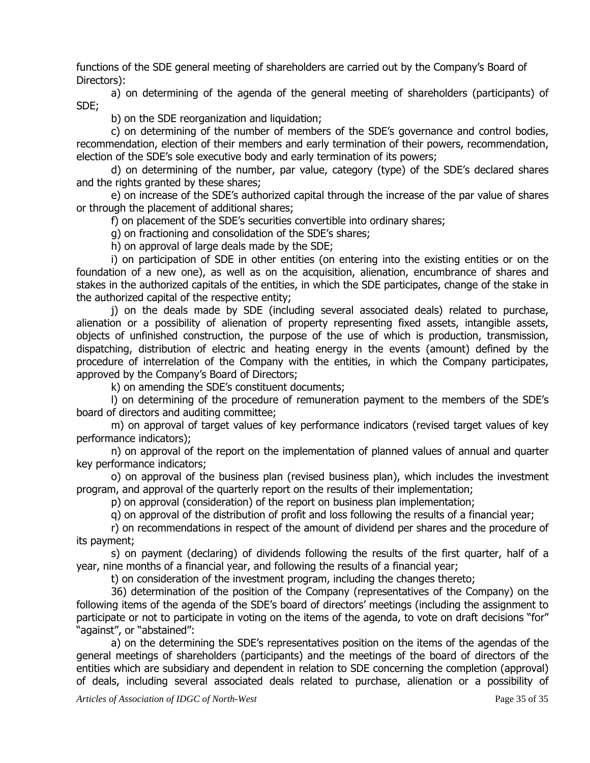functions of the SDE general meeting of shareholders are carried out by the Company's Board of Directors):

a) on determining of the agenda of the general meeting of shareholders (participants) of SDE;

b) on the SDE reorganization and liquidation;

c) on determining of the number of members of the SDE's governance and control bodies, recommendation, election of their members and early termination of their powers, recommendation, election of the SDE's sole executive body and early termination of its powers;

d) on determining of the number, par value, category (type) of the SDE's declared shares and the rights granted by these shares;

e) on increase of the SDE's authorized capital through the increase of the par value of shares or through the placement of additional shares;

f) on placement of the SDE's securities convertible into ordinary shares;

g) on fractioning and consolidation of the SDE's shares;

h) on approval of large deals made by the SDE;

i) on participation of SDE in other entities (on entering into the existing entities or on the foundation of a new one), as well as on the acquisition, alienation, encumbrance of shares and stakes in the authorized capitals of the entities, in which the SDE participates, change of the stake in the authorized capital of the respective entity;

j) on the deals made by SDE (including several associated deals) related to purchase, alienation or a possibility of alienation of property representing fixed assets, intangible assets, objects of unfinished construction, the purpose of the use of which is production, transmission, dispatching, distribution of electric and heating energy in the events (amount) defined by the procedure of interrelation of the Company with the entities, in which the Company participates, approved by the Company's Board of Directors;

k) on amending the SDE's constituent documents;

l) on determining of the procedure of remuneration payment to the members of the SDE's board of directors and auditing committee;

m) on approval of target values of key performance indicators (revised target values of key performance indicators);

n) on approval of the report on the implementation of planned values of annual and quarter key performance indicators;

o) on approval of the business plan (revised business plan), which includes the investment program, and approval of the quarterly report on the results of their implementation;

p) on approval (consideration) of the report on business plan implementation;

q) on approval of the distribution of profit and loss following the results of a financial year;

r) on recommendations in respect of the amount of dividend per shares and the procedure of its payment;

s) on payment (declaring) of dividends following the results of the first quarter, half of a year, nine months of a financial year, and following the results of a financial year;

t) on consideration of the investment program, including the changes thereto;

36) determination of the position of the Company (representatives of the Company) on the following items of the agenda of the SDE's board of directors' meetings (including the assignment to participate or not to participate in voting on the items of the agenda, to vote on draft decisions "for" "against", or "abstained":

a) on the determining the SDE's representatives position on the items of the agendas of the general meetings of shareholders (participants) and the meetings of the board of directors of the entities which are subsidiary and dependent in relation to SDE concerning the completion (approval) of deals, including several associated deals related to purchase, alienation or a possibility of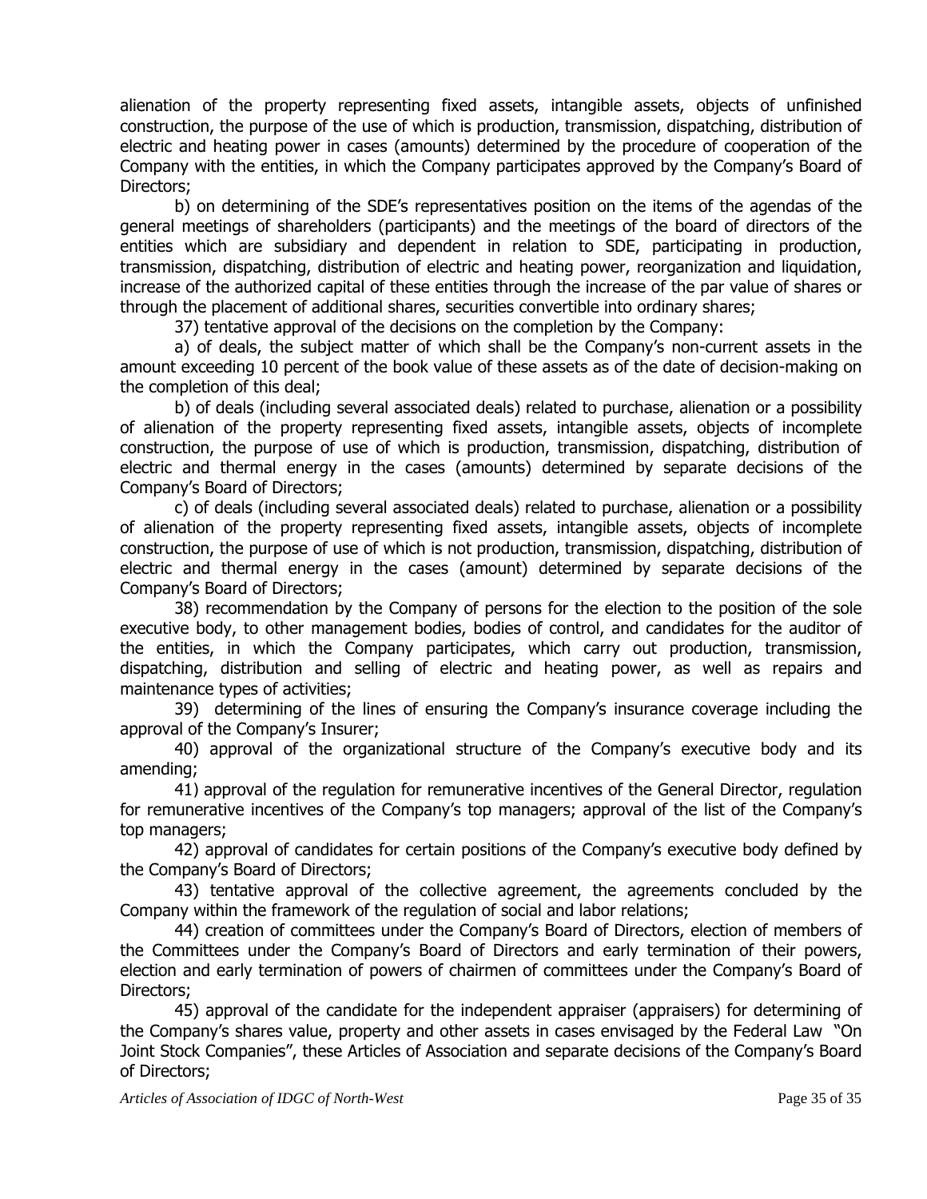alienation of the property representing fixed assets, intangible assets, objects of unfinished construction, the purpose of the use of which is production, transmission, dispatching, distribution of electric and heating power in cases (amounts) determined by the procedure of cooperation of the Company with the entities, in which the Company participates approved by the Company's Board of Directors;

b) on determining of the SDE's representatives position on the items of the agendas of the general meetings of shareholders (participants) and the meetings of the board of directors of the entities which are subsidiary and dependent in relation to SDE, participating in production, transmission, dispatching, distribution of electric and heating power, reorganization and liquidation, increase of the authorized capital of these entities through the increase of the par value of shares or through the placement of additional shares, securities convertible into ordinary shares;

37) tentative approval of the decisions on the completion by the Company:

a) of deals, the subject matter of which shall be the Company's non-current assets in the amount exceeding 10 percent of the book value of these assets as of the date of decision-making on the completion of this deal;

b) of deals (including several associated deals) related to purchase, alienation or a possibility of alienation of the property representing fixed assets, intangible assets, objects of incomplete construction, the purpose of use of which is production, transmission, dispatching, distribution of electric and thermal energy in the cases (amounts) determined by separate decisions of the Company's Board of Directors;

c) of deals (including several associated deals) related to purchase, alienation or a possibility of alienation of the property representing fixed assets, intangible assets, objects of incomplete construction, the purpose of use of which is not production, transmission, dispatching, distribution of electric and thermal energy in the cases (amount) determined by separate decisions of the Company's Board of Directors;

38) recommendation by the Company of persons for the election to the position of the sole executive body, to other management bodies, bodies of control, and candidates for the auditor of the entities, in which the Company participates, which carry out production, transmission, dispatching, distribution and selling of electric and heating power, as well as repairs and maintenance types of activities;

39) determining of the lines of ensuring the Company's insurance coverage including the approval of the Company's Insurer;

40) approval of the organizational structure of the Company's executive body and its amending;

41) approval of the regulation for remunerative incentives of the General Director, regulation for remunerative incentives of the Company's top managers; approval of the list of the Company's top managers;

42) approval of candidates for certain positions of the Company's executive body defined by the Company's Board of Directors;

43) tentative approval of the collective agreement, the agreements concluded by the Company within the framework of the regulation of social and labor relations;

44) creation of committees under the Company's Board of Directors, election of members of the Committees under the Company's Board of Directors and early termination of their powers, election and early termination of powers of chairmen of committees under the Company's Board of Directors;

45) approval of the candidate for the independent appraiser (appraisers) for determining of the Company's shares value, property and other assets in cases envisaged by the Federal Law "On Joint Stock Companies", these Articles of Association and separate decisions of the Company's Board of Directors;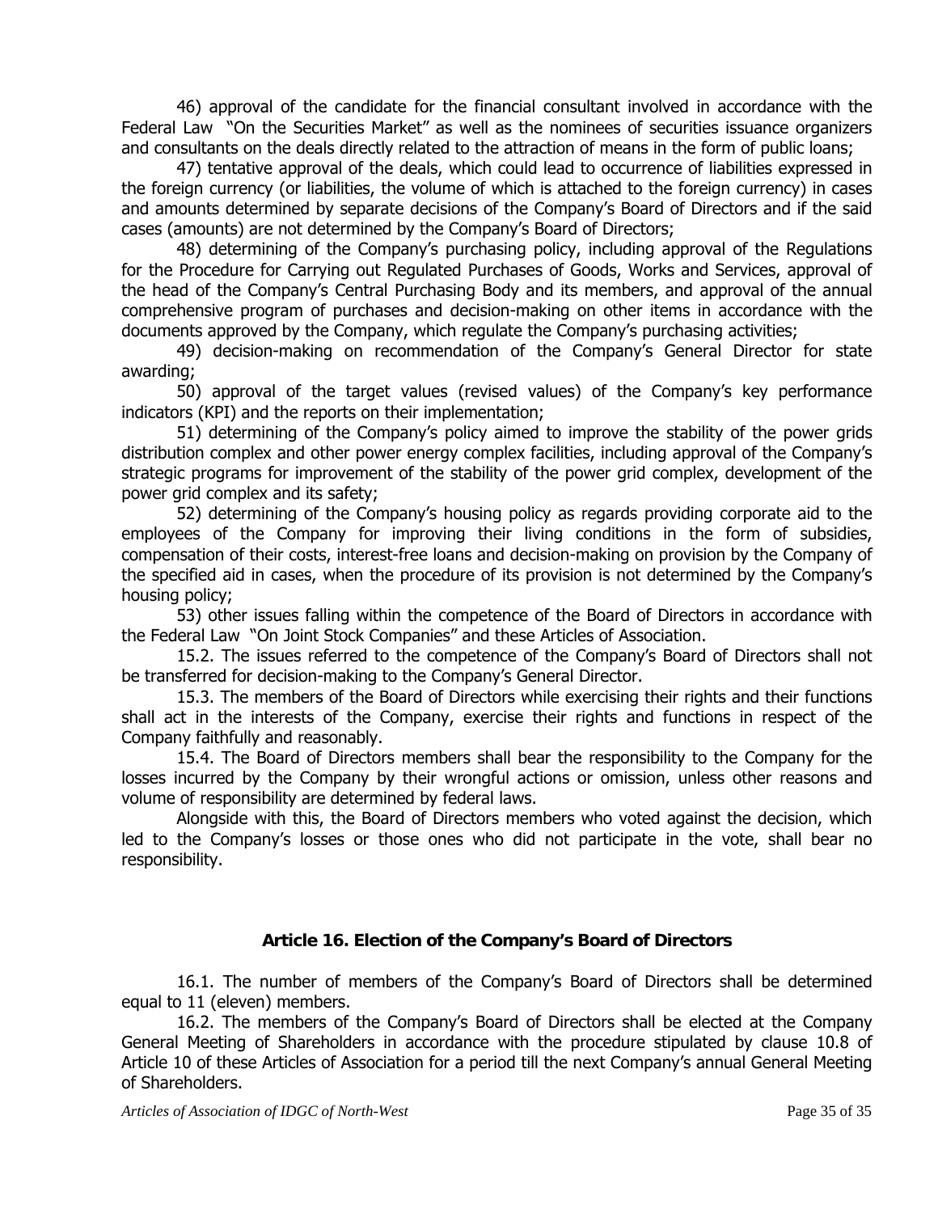46) approval of the candidate for the financial consultant involved in accordance with the Federal Law "On the Securities Market" as well as the nominees of securities issuance organizers and consultants on the deals directly related to the attraction of means in the form of public loans;

47) tentative approval of the deals, which could lead to occurrence of liabilities expressed in the foreign currency (or liabilities, the volume of which is attached to the foreign currency) in cases and amounts determined by separate decisions of the Company's Board of Directors and if the said cases (amounts) are not determined by the Company's Board of Directors;

48) determining of the Company's purchasing policy, including approval of the Regulations for the Procedure for Carrying out Regulated Purchases of Goods, Works and Services, approval of the head of the Company's Central Purchasing Body and its members, and approval of the annual comprehensive program of purchases and decision-making on other items in accordance with the documents approved by the Company, which regulate the Company's purchasing activities;

49) decision-making on recommendation of the Company's General Director for state awarding;

50) approval of the target values (revised values) of the Company's key performance indicators (KPI) and the reports on their implementation;

51) determining of the Company's policy aimed to improve the stability of the power grids distribution complex and other power energy complex facilities, including approval of the Company's strategic programs for improvement of the stability of the power grid complex, development of the power grid complex and its safety;

52) determining of the Company's housing policy as regards providing corporate aid to the employees of the Company for improving their living conditions in the form of subsidies, compensation of their costs, interest-free loans and decision-making on provision by the Company of the specified aid in cases, when the procedure of its provision is not determined by the Company's housing policy;

53) other issues falling within the competence of the Board of Directors in accordance with the Federal Law "On Joint Stock Companies" and these Articles of Association.

15.2. The issues referred to the competence of the Company's Board of Directors shall not be transferred for decision-making to the Company's General Director.

15.3. The members of the Board of Directors while exercising their rights and their functions shall act in the interests of the Company, exercise their rights and functions in respect of the Company faithfully and reasonably.

15.4. The Board of Directors members shall bear the responsibility to the Company for the losses incurred by the Company by their wrongful actions or omission, unless other reasons and volume of responsibility are determined by federal laws.

Alongside with this, the Board of Directors members who voted against the decision, which led to the Company's losses or those ones who did not participate in the vote, shall bear no responsibility.

## Article 16. Election of the Company's Board of Directors

16.1. The number of members of the Company's Board of Directors shall be determined equal to 11 (eleven) members.

16.2. The members of the Company's Board of Directors shall be elected at the Company General Meeting of Shareholders in accordance with the procedure stipulated by clause 10.8 of Article 10 of these Articles of Association for a period till the next Company's annual General Meeting of Shareholders.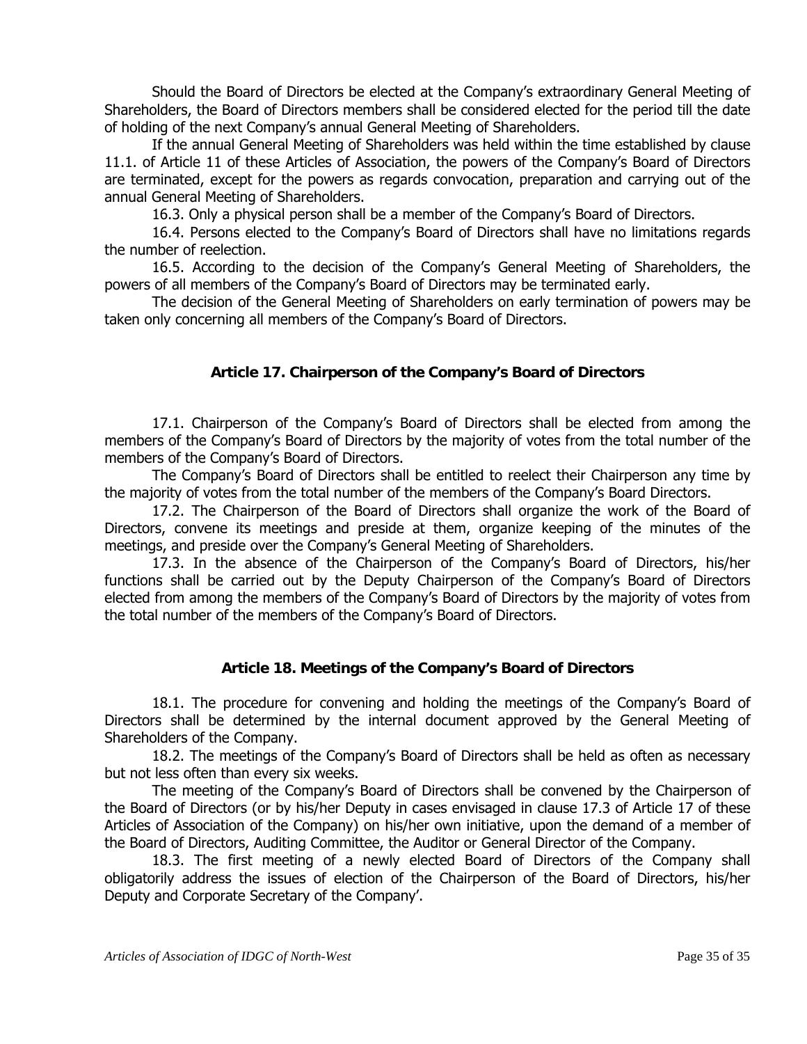Should the Board of Directors be elected at the Company's extraordinary General Meeting of Shareholders, the Board of Directors members shall be considered elected for the period till the date of holding of the next Company's annual General Meeting of Shareholders.

If the annual General Meeting of Shareholders was held within the time established by clause 11.1. of Article 11 of these Articles of Association, the powers of the Company's Board of Directors are terminated, except for the powers as regards convocation, preparation and carrying out of the annual General Meeting of Shareholders.

16.3. Only a physical person shall be a member of the Company's Board of Directors.

16.4. Persons elected to the Company's Board of Directors shall have no limitations regards the number of reelection.

16.5. According to the decision of the Company's General Meeting of Shareholders, the powers of all members of the Company's Board of Directors may be terminated early.

The decision of the General Meeting of Shareholders on early termination of powers may be taken only concerning all members of the Company's Board of Directors.

## Article 17. Chairperson of the Company's Board of Directors

17.1. Chairperson of the Company's Board of Directors shall be elected from among the members of the Company's Board of Directors by the majority of votes from the total number of the members of the Company's Board of Directors.

The Company's Board of Directors shall be entitled to reelect their Chairperson any time by the majority of votes from the total number of the members of the Company's Board Directors.

17.2. The Chairperson of the Board of Directors shall organize the work of the Board of Directors, convene its meetings and preside at them, organize keeping of the minutes of the meetings, and preside over the Company's General Meeting of Shareholders.

17.3. In the absence of the Chairperson of the Company's Board of Directors, his/her functions shall be carried out by the Deputy Chairperson of the Company's Board of Directors elected from among the members of the Company's Board of Directors by the majority of votes from the total number of the members of the Company's Board of Directors.

## Article 18. Meetings of the Company's Board of Directors

18.1. The procedure for convening and holding the meetings of the Company's Board of Directors shall be determined by the internal document approved by the General Meeting of Shareholders of the Company.

18.2. The meetings of the Company's Board of Directors shall be held as often as necessary but not less often than every six weeks.

The meeting of the Company's Board of Directors shall be convened by the Chairperson of the Board of Directors (or by his/her Deputy in cases envisaged in clause 17.3 of Article 17 of these Articles of Association of the Company) on his/her own initiative, upon the demand of a member of the Board of Directors, Auditing Committee, the Auditor or General Director of the Company.

18.3. The first meeting of a newly elected Board of Directors of the Company shall obligatorily address the issues of election of the Chairperson of the Board of Directors, his/her Deputy and Corporate Secretary of the Company'.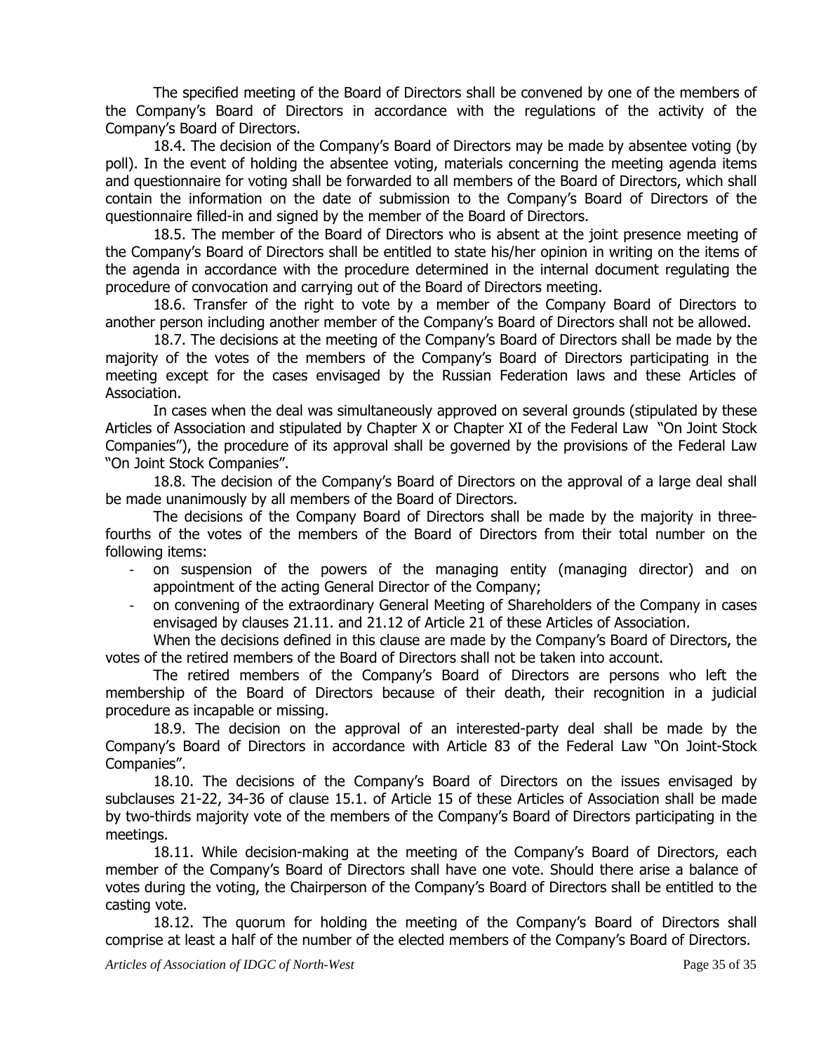The specified meeting of the Board of Directors shall be convened by one of the members of the Company's Board of Directors in accordance with the regulations of the activity of the Company's Board of Directors.

18.4. The decision of the Company's Board of Directors may be made by absentee voting (by poll). In the event of holding the absentee voting, materials concerning the meeting agenda items and questionnaire for voting shall be forwarded to all members of the Board of Directors, which shall contain the information on the date of submission to the Company's Board of Directors of the questionnaire filled-in and signed by the member of the Board of Directors.

18.5. The member of the Board of Directors who is absent at the joint presence meeting of the Company's Board of Directors shall be entitled to state his/her opinion in writing on the items of the agenda in accordance with the procedure determined in the internal document regulating the procedure of convocation and carrying out of the Board of Directors meeting.

18.6. Transfer of the right to vote by a member of the Company Board of Directors to another person including another member of the Company's Board of Directors shall not be allowed.

18.7. The decisions at the meeting of the Company's Board of Directors shall be made by the majority of the votes of the members of the Company's Board of Directors participating in the meeting except for the cases envisaged by the Russian Federation laws and these Articles of Association.

In cases when the deal was simultaneously approved on several grounds (stipulated by these Articles of Association and stipulated by Chapter X or Chapter XI of the Federal Law "On Joint Stock Companies"), the procedure of its approval shall be governed by the provisions of the Federal Law "On Joint Stock Companies".

18.8. The decision of the Company's Board of Directors on the approval of a large deal shall be made unanimously by all members of the Board of Directors.

The decisions of the Company Board of Directors shall be made by the majority in three-fourths of the votes of the members of the Board of Directors from their total number on the following items:

- on suspension of the powers of the managing entity (managing director) and on appointment of the acting General Director of the Company;
- on convening of the extraordinary General Meeting of Shareholders of the Company in cases envisaged by clauses 21.11. and 21.12 of Article 21 of these Articles of Association.

When the decisions defined in this clause are made by the Company's Board of Directors, the votes of the retired members of the Board of Directors shall not be taken into account.

The retired members of the Company's Board of Directors are persons who left the membership of the Board of Directors because of their death, their recognition in a judicial procedure as incapable or missing.

18.9. The decision on the approval of an interested-party deal shall be made by the Company's Board of Directors in accordance with Article 83 of the Federal Law "On Joint-Stock Companies".

18.10. The decisions of the Company's Board of Directors on the issues envisaged by subclauses 21-22, 34-36 of clause 15.1. of Article 15 of these Articles of Association shall be made by two-thirds majority vote of the members of the Company's Board of Directors participating in the meetings.

18.11. While decision-making at the meeting of the Company's Board of Directors, each member of the Company's Board of Directors shall have one vote. Should there arise a balance of votes during the voting, the Chairperson of the Company's Board of Directors shall be entitled to the casting vote.

18.12. The quorum for holding the meeting of the Company's Board of Directors shall comprise at least a half of the number of the elected members of the Company's Board of Directors.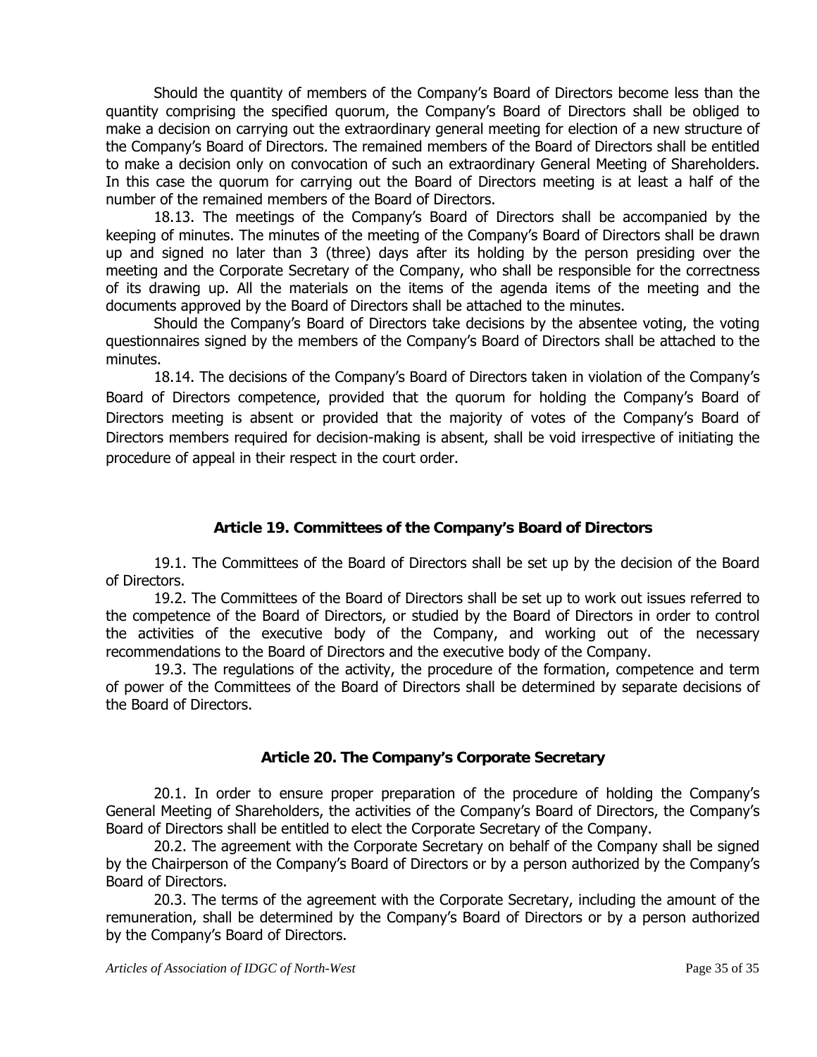Should the quantity of members of the Company's Board of Directors become less than the quantity comprising the specified quorum, the Company's Board of Directors shall be obliged to make a decision on carrying out the extraordinary general meeting for election of a new structure of the Company's Board of Directors. The remained members of the Board of Directors shall be entitled to make a decision only on convocation of such an extraordinary General Meeting of Shareholders. In this case the quorum for carrying out the Board of Directors meeting is at least a half of the number of the remained members of the Board of Directors.

18.13. The meetings of the Company's Board of Directors shall be accompanied by the keeping of minutes. The minutes of the meeting of the Company's Board of Directors shall be drawn up and signed no later than 3 (three) days after its holding by the person presiding over the meeting and the Corporate Secretary of the Company, who shall be responsible for the correctness of its drawing up. All the materials on the items of the agenda items of the meeting and the documents approved by the Board of Directors shall be attached to the minutes.

Should the Company's Board of Directors take decisions by the absentee voting, the voting questionnaires signed by the members of the Company's Board of Directors shall be attached to the minutes.

18.14. The decisions of the Company's Board of Directors taken in violation of the Company's Board of Directors competence, provided that the quorum for holding the Company's Board of Directors meeting is absent or provided that the majority of votes of the Company's Board of Directors members required for decision-making is absent, shall be void irrespective of initiating the procedure of appeal in their respect in the court order.

### Article 19. Committees of the Company's Board of Directors

19.1. The Committees of the Board of Directors shall be set up by the decision of the Board of Directors.

19.2. The Committees of the Board of Directors shall be set up to work out issues referred to the competence of the Board of Directors, or studied by the Board of Directors in order to control the activities of the executive body of the Company, and working out of the necessary recommendations to the Board of Directors and the executive body of the Company.

19.3. The regulations of the activity, the procedure of the formation, competence and term of power of the Committees of the Board of Directors shall be determined by separate decisions of the Board of Directors.

### Article 20. The Company's Corporate Secretary

20.1. In order to ensure proper preparation of the procedure of holding the Company's General Meeting of Shareholders, the activities of the Company's Board of Directors, the Company's Board of Directors shall be entitled to elect the Corporate Secretary of the Company.

20.2. The agreement with the Corporate Secretary on behalf of the Company shall be signed by the Chairperson of the Company's Board of Directors or by a person authorized by the Company's Board of Directors.

20.3. The terms of the agreement with the Corporate Secretary, including the amount of the remuneration, shall be determined by the Company's Board of Directors or by a person authorized by the Company's Board of Directors.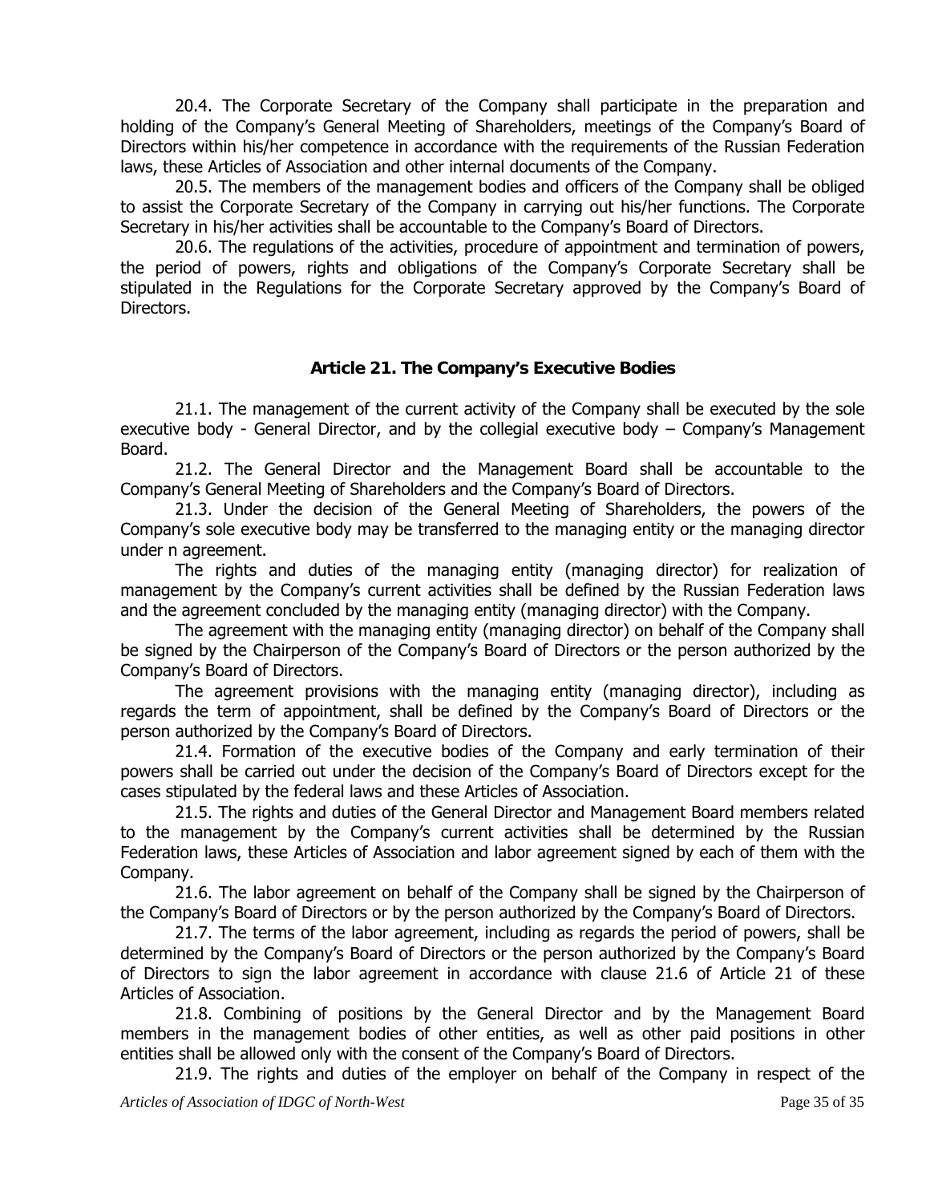20.4. The Corporate Secretary of the Company shall participate in the preparation and holding of the Company's General Meeting of Shareholders, meetings of the Company's Board of Directors within his/her competence in accordance with the requirements of the Russian Federation laws, these Articles of Association and other internal documents of the Company.

20.5. The members of the management bodies and officers of the Company shall be obliged to assist the Corporate Secretary of the Company in carrying out his/her functions. The Corporate Secretary in his/her activities shall be accountable to the Company's Board of Directors.

20.6. The regulations of the activities, procedure of appointment and termination of powers, the period of powers, rights and obligations of the Company's Corporate Secretary shall be stipulated in the Regulations for the Corporate Secretary approved by the Company's Board of Directors.

## Article 21. The Company's Executive Bodies

21.1. The management of the current activity of the Company shall be executed by the sole executive body - General Director, and by the collegial executive body – Company's Management Board.

21.2. The General Director and the Management Board shall be accountable to the Company's General Meeting of Shareholders and the Company's Board of Directors.

21.3. Under the decision of the General Meeting of Shareholders, the powers of the Company's sole executive body may be transferred to the managing entity or the managing director under n agreement.

The rights and duties of the managing entity (managing director) for realization of management by the Company's current activities shall be defined by the Russian Federation laws and the agreement concluded by the managing entity (managing director) with the Company.

The agreement with the managing entity (managing director) on behalf of the Company shall be signed by the Chairperson of the Company's Board of Directors or the person authorized by the Company's Board of Directors.

The agreement provisions with the managing entity (managing director), including as regards the term of appointment, shall be defined by the Company's Board of Directors or the person authorized by the Company's Board of Directors.

21.4. Formation of the executive bodies of the Company and early termination of their powers shall be carried out under the decision of the Company's Board of Directors except for the cases stipulated by the federal laws and these Articles of Association.

21.5. The rights and duties of the General Director and Management Board members related to the management by the Company's current activities shall be determined by the Russian Federation laws, these Articles of Association and labor agreement signed by each of them with the Company.

21.6. The labor agreement on behalf of the Company shall be signed by the Chairperson of the Company's Board of Directors or by the person authorized by the Company's Board of Directors.

21.7. The terms of the labor agreement, including as regards the period of powers, shall be determined by the Company's Board of Directors or the person authorized by the Company's Board of Directors to sign the labor agreement in accordance with clause 21.6 of Article 21 of these Articles of Association.

21.8. Combining of positions by the General Director and by the Management Board members in the management bodies of other entities, as well as other paid positions in other entities shall be allowed only with the consent of the Company's Board of Directors.

21.9. The rights and duties of the employer on behalf of the Company in respect of the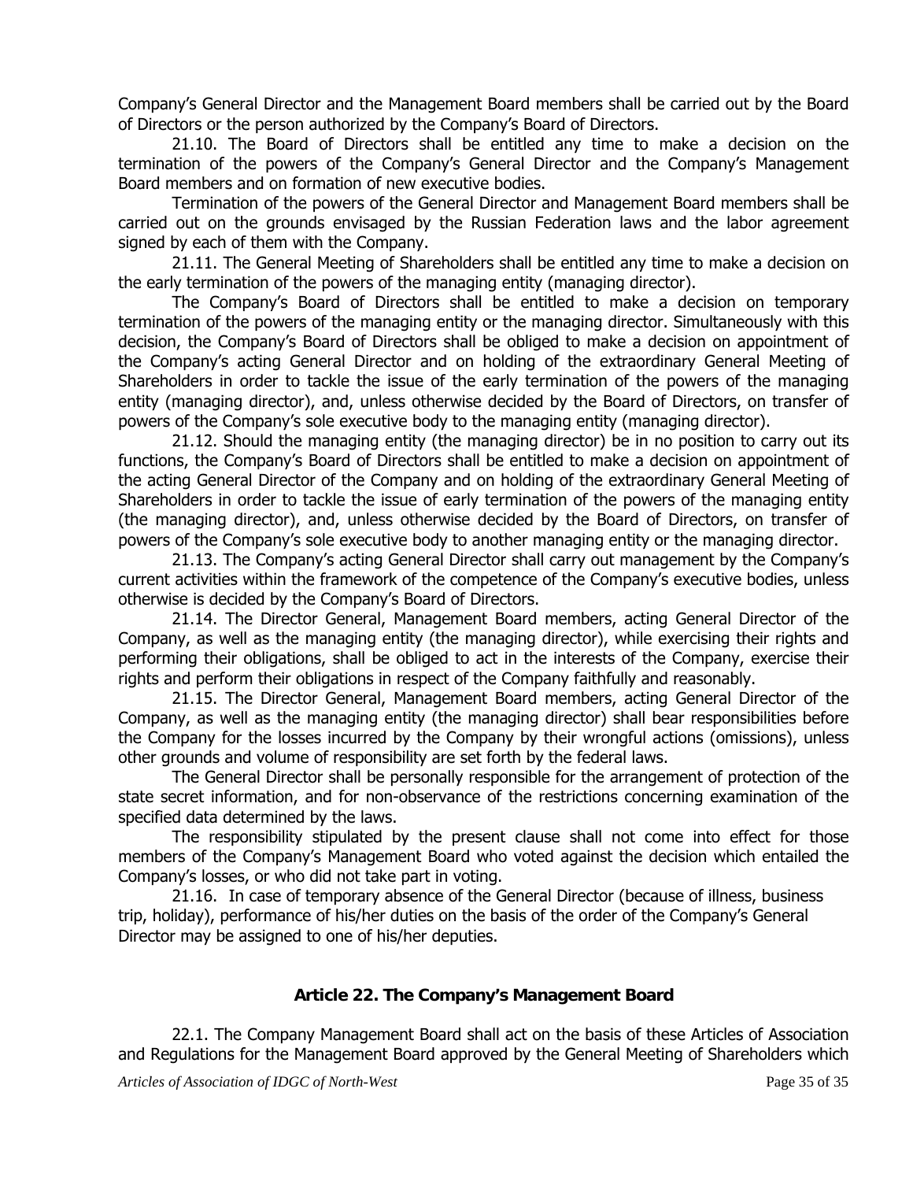Company's General Director and the Management Board members shall be carried out by the Board of Directors or the person authorized by the Company's Board of Directors.

21.10. The Board of Directors shall be entitled any time to make a decision on the termination of the powers of the Company's General Director and the Company's Management Board members and on formation of new executive bodies.

Termination of the powers of the General Director and Management Board members shall be carried out on the grounds envisaged by the Russian Federation laws and the labor agreement signed by each of them with the Company.

21.11. The General Meeting of Shareholders shall be entitled any time to make a decision on the early termination of the powers of the managing entity (managing director).

The Company's Board of Directors shall be entitled to make a decision on temporary termination of the powers of the managing entity or the managing director. Simultaneously with this decision, the Company's Board of Directors shall be obliged to make a decision on appointment of the Company's acting General Director and on holding of the extraordinary General Meeting of Shareholders in order to tackle the issue of the early termination of the powers of the managing entity (managing director), and, unless otherwise decided by the Board of Directors, on transfer of powers of the Company's sole executive body to the managing entity (managing director).

21.12. Should the managing entity (the managing director) be in no position to carry out its functions, the Company's Board of Directors shall be entitled to make a decision on appointment of the acting General Director of the Company and on holding of the extraordinary General Meeting of Shareholders in order to tackle the issue of early termination of the powers of the managing entity (the managing director), and, unless otherwise decided by the Board of Directors, on transfer of powers of the Company's sole executive body to another managing entity or the managing director.

21.13. The Company's acting General Director shall carry out management by the Company's current activities within the framework of the competence of the Company's executive bodies, unless otherwise is decided by the Company's Board of Directors.

21.14. The Director General, Management Board members, acting General Director of the Company, as well as the managing entity (the managing director), while exercising their rights and performing their obligations, shall be obliged to act in the interests of the Company, exercise their rights and perform their obligations in respect of the Company faithfully and reasonably.

21.15. The Director General, Management Board members, acting General Director of the Company, as well as the managing entity (the managing director) shall bear responsibilities before the Company for the losses incurred by the Company by their wrongful actions (omissions), unless other grounds and volume of responsibility are set forth by the federal laws.

The General Director shall be personally responsible for the arrangement of protection of the state secret information, and for non-observance of the restrictions concerning examination of the specified data determined by the laws.

The responsibility stipulated by the present clause shall not come into effect for those members of the Company's Management Board who voted against the decision which entailed the Company's losses, or who did not take part in voting.

21.16. In case of temporary absence of the General Director (because of illness, business trip, holiday), performance of his/her duties on the basis of the order of the Company's General Director may be assigned to one of his/her deputies.

## Article 22. The Company's Management Board

22.1. The Company Management Board shall act on the basis of these Articles of Association and Regulations for the Management Board approved by the General Meeting of Shareholders which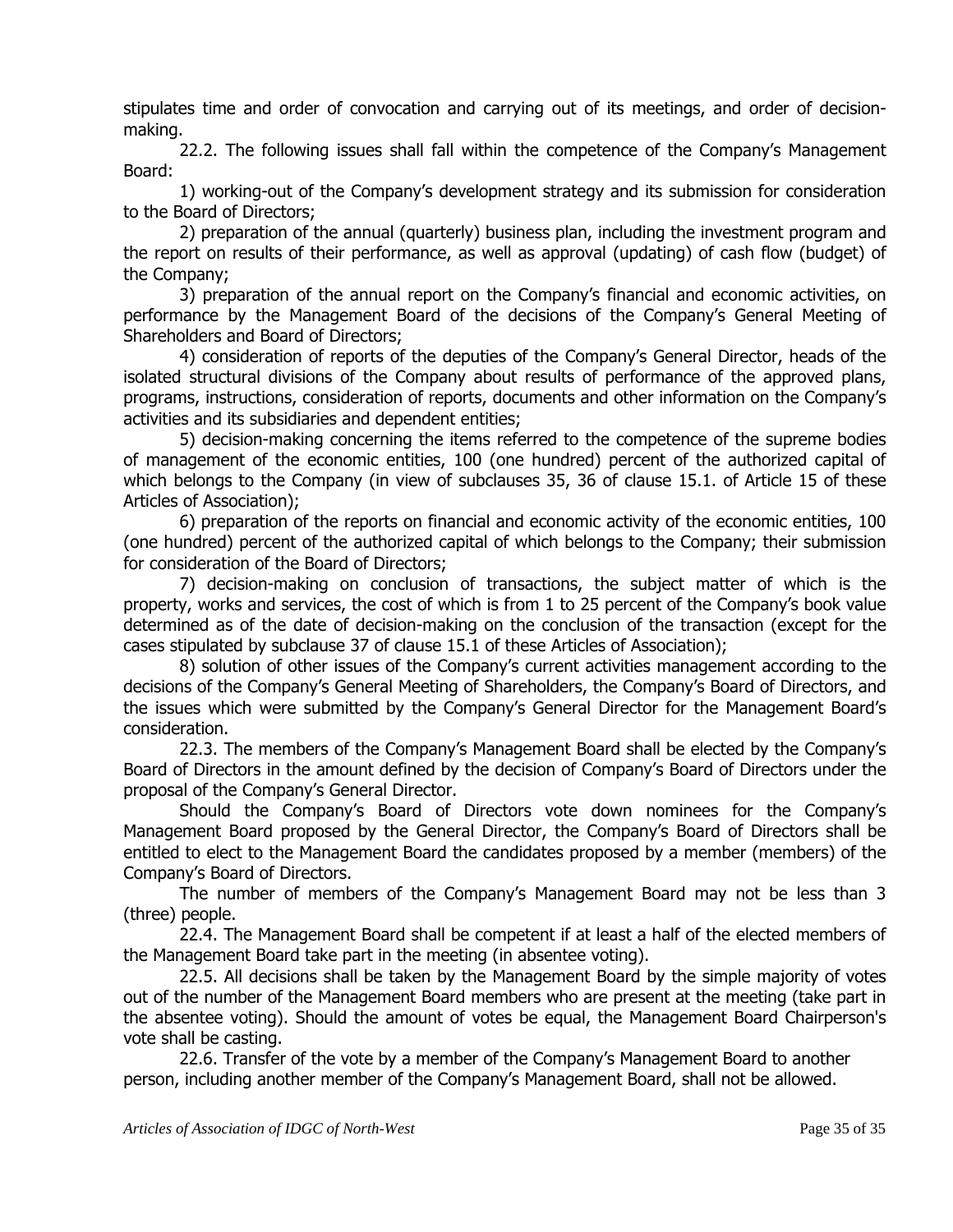stipulates time and order of convocation and carrying out of its meetings, and order of decision-making.

22.2. The following issues shall fall within the competence of the Company's Management Board:

1) working-out of the Company's development strategy and its submission for consideration to the Board of Directors;

2) preparation of the annual (quarterly) business plan, including the investment program and the report on results of their performance, as well as approval (updating) of cash flow (budget) of the Company;

3) preparation of the annual report on the Company's financial and economic activities, on performance by the Management Board of the decisions of the Company's General Meeting of Shareholders and Board of Directors;

4) consideration of reports of the deputies of the Company's General Director, heads of the isolated structural divisions of the Company about results of performance of the approved plans, programs, instructions, consideration of reports, documents and other information on the Company's activities and its subsidiaries and dependent entities;

5) decision-making concerning the items referred to the competence of the supreme bodies of management of the economic entities, 100 (one hundred) percent of the authorized capital of which belongs to the Company (in view of subclauses 35, 36 of clause 15.1. of Article 15 of these Articles of Association);

6) preparation of the reports on financial and economic activity of the economic entities, 100 (one hundred) percent of the authorized capital of which belongs to the Company; their submission for consideration of the Board of Directors;

7) decision-making on conclusion of transactions, the subject matter of which is the property, works and services, the cost of which is from 1 to 25 percent of the Company's book value determined as of the date of decision-making on the conclusion of the transaction (except for the cases stipulated by subclause 37 of clause 15.1 of these Articles of Association);

8) solution of other issues of the Company's current activities management according to the decisions of the Company's General Meeting of Shareholders, the Company's Board of Directors, and the issues which were submitted by the Company's General Director for the Management Board's consideration.

22.3. The members of the Company's Management Board shall be elected by the Company's Board of Directors in the amount defined by the decision of Company's Board of Directors under the proposal of the Company's General Director.

Should the Company's Board of Directors vote down nominees for the Company's Management Board proposed by the General Director, the Company's Board of Directors shall be entitled to elect to the Management Board the candidates proposed by a member (members) of the Company's Board of Directors.

The number of members of the Company's Management Board may not be less than 3 (three) people.

22.4. The Management Board shall be competent if at least a half of the elected members of the Management Board take part in the meeting (in absentee voting).

22.5. All decisions shall be taken by the Management Board by the simple majority of votes out of the number of the Management Board members who are present at the meeting (take part in the absentee voting). Should the amount of votes be equal, the Management Board Chairperson's vote shall be casting.

22.6. Transfer of the vote by a member of the Company's Management Board to another person, including another member of the Company's Management Board, shall not be allowed.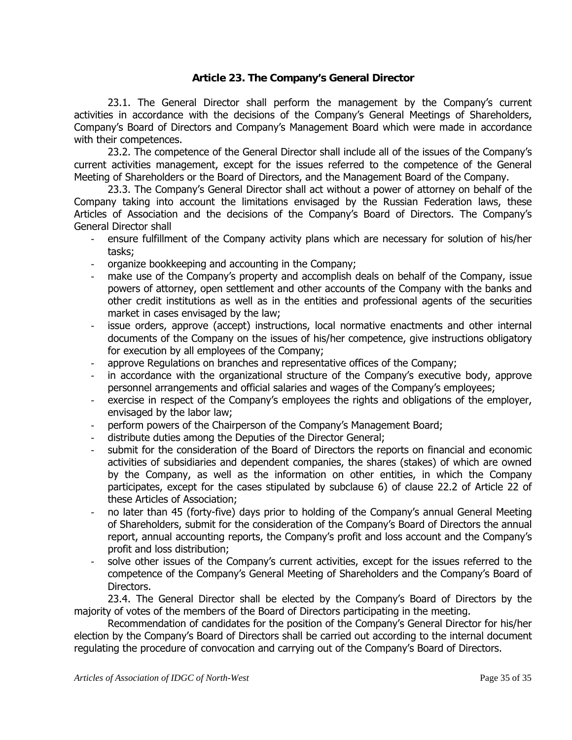### Article 23. The Company's General Director

23.1. The General Director shall perform the management by the Company's current activities in accordance with the decisions of the Company's General Meetings of Shareholders, Company's Board of Directors and Company's Management Board which were made in accordance with their competences.

23.2. The competence of the General Director shall include all of the issues of the Company's current activities management, except for the issues referred to the competence of the General Meeting of Shareholders or the Board of Directors, and the Management Board of the Company.

23.3. The Company's General Director shall act without a power of attorney on behalf of the Company taking into account the limitations envisaged by the Russian Federation laws, these Articles of Association and the decisions of the Company's Board of Directors. The Company's General Director shall

- ensure fulfillment of the Company activity plans which are necessary for solution of his/her tasks;
- organize bookkeeping and accounting in the Company;
- make use of the Company's property and accomplish deals on behalf of the Company, issue powers of attorney, open settlement and other accounts of the Company with the banks and other credit institutions as well as in the entities and professional agents of the securities market in cases envisaged by the law;
- issue orders, approve (accept) instructions, local normative enactments and other internal documents of the Company on the issues of his/her competence, give instructions obligatory for execution by all employees of the Company;
- approve Regulations on branches and representative offices of the Company;
- in accordance with the organizational structure of the Company's executive body, approve personnel arrangements and official salaries and wages of the Company's employees;
- exercise in respect of the Company's employees the rights and obligations of the employer, envisaged by the labor law;
- perform powers of the Chairperson of the Company's Management Board;
- distribute duties among the Deputies of the Director General;
- submit for the consideration of the Board of Directors the reports on financial and economic activities of subsidiaries and dependent companies, the shares (stakes) of which are owned by the Company, as well as the information on other entities, in which the Company participates, except for the cases stipulated by subclause 6) of clause 22.2 of Article 22 of these Articles of Association;
- no later than 45 (forty-five) days prior to holding of the Company's annual General Meeting of Shareholders, submit for the consideration of the Company's Board of Directors the annual report, annual accounting reports, the Company's profit and loss account and the Company's profit and loss distribution;
- solve other issues of the Company's current activities, except for the issues referred to the competence of the Company's General Meeting of Shareholders and the Company's Board of Directors.

23.4. The General Director shall be elected by the Company's Board of Directors by the majority of votes of the members of the Board of Directors participating in the meeting.

Recommendation of candidates for the position of the Company's General Director for his/her election by the Company's Board of Directors shall be carried out according to the internal document regulating the procedure of convocation and carrying out of the Company's Board of Directors.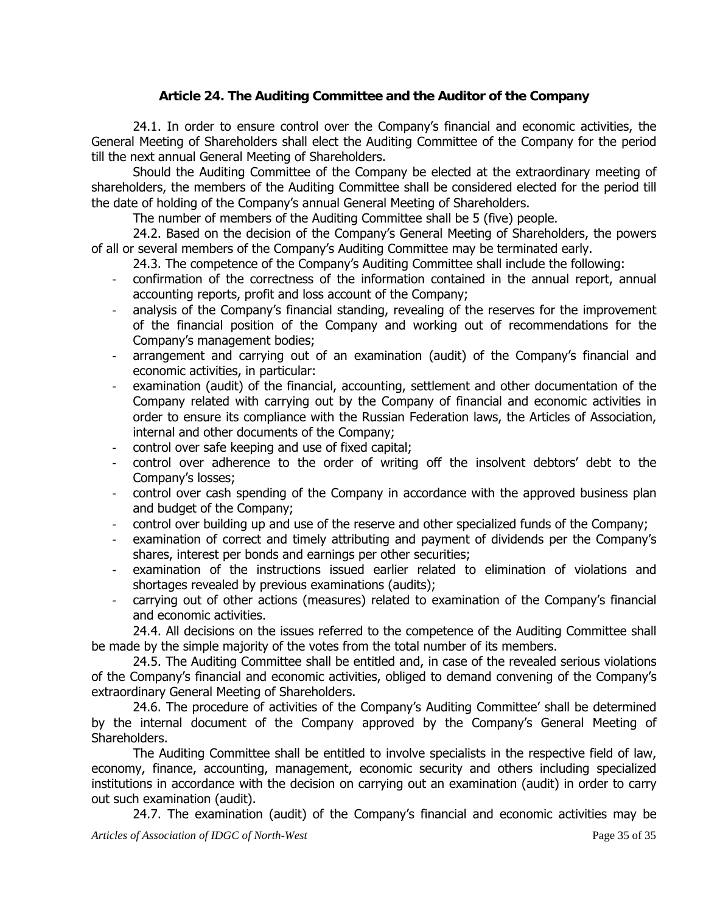### Article 24. The Auditing Committee and the Auditor of the Company

24.1. In order to ensure control over the Company's financial and economic activities, the General Meeting of Shareholders shall elect the Auditing Committee of the Company for the period till the next annual General Meeting of Shareholders.

Should the Auditing Committee of the Company be elected at the extraordinary meeting of shareholders, the members of the Auditing Committee shall be considered elected for the period till the date of holding of the Company's annual General Meeting of Shareholders.

The number of members of the Auditing Committee shall be 5 (five) people.

24.2. Based on the decision of the Company's General Meeting of Shareholders, the powers of all or several members of the Company's Auditing Committee may be terminated early.

24.3. The competence of the Company's Auditing Committee shall include the following:

- confirmation of the correctness of the information contained in the annual report, annual accounting reports, profit and loss account of the Company;
- analysis of the Company's financial standing, revealing of the reserves for the improvement of the financial position of the Company and working out of recommendations for the Company's management bodies;
- arrangement and carrying out of an examination (audit) of the Company's financial and economic activities, in particular:
- examination (audit) of the financial, accounting, settlement and other documentation of the Company related with carrying out by the Company of financial and economic activities in order to ensure its compliance with the Russian Federation laws, the Articles of Association, internal and other documents of the Company;
- control over safe keeping and use of fixed capital;
- control over adherence to the order of writing off the insolvent debtors' debt to the Company's losses;
- control over cash spending of the Company in accordance with the approved business plan and budget of the Company;
- control over building up and use of the reserve and other specialized funds of the Company;
- examination of correct and timely attributing and payment of dividends per the Company's shares, interest per bonds and earnings per other securities;
- examination of the instructions issued earlier related to elimination of violations and shortages revealed by previous examinations (audits);
- carrying out of other actions (measures) related to examination of the Company's financial and economic activities.

24.4. All decisions on the issues referred to the competence of the Auditing Committee shall be made by the simple majority of the votes from the total number of its members.

24.5. The Auditing Committee shall be entitled and, in case of the revealed serious violations of the Company's financial and economic activities, obliged to demand convening of the Company's extraordinary General Meeting of Shareholders.

24.6. The procedure of activities of the Company's Auditing Committee' shall be determined by the internal document of the Company approved by the Company's General Meeting of Shareholders.

The Auditing Committee shall be entitled to involve specialists in the respective field of law, economy, finance, accounting, management, economic security and others including specialized institutions in accordance with the decision on carrying out an examination (audit) in order to carry out such examination (audit).

24.7. The examination (audit) of the Company's financial and economic activities may be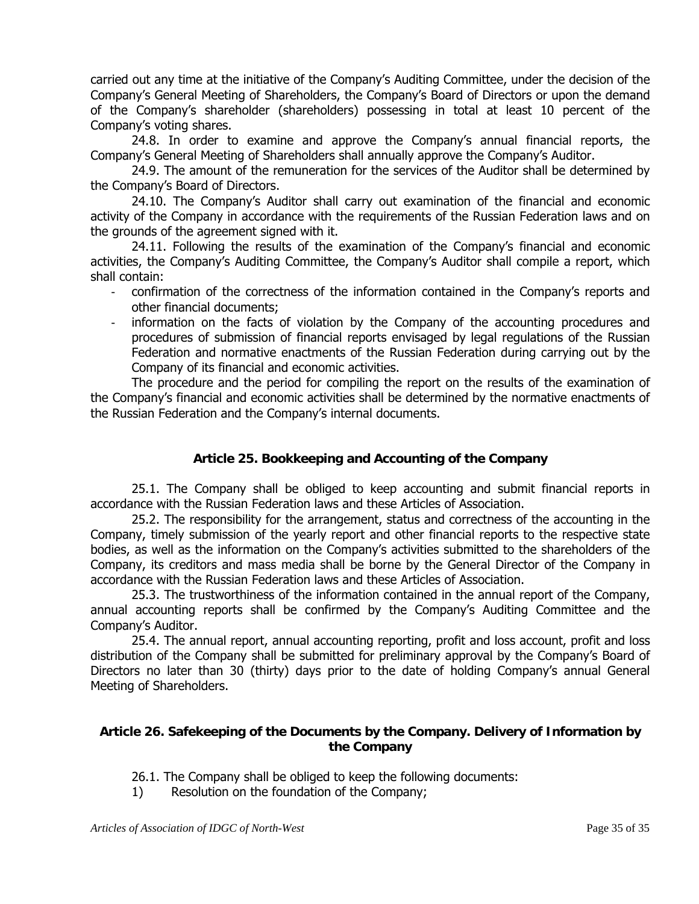carried out any time at the initiative of the Company's Auditing Committee, under the decision of the Company's General Meeting of Shareholders, the Company's Board of Directors or upon the demand of the Company's shareholder (shareholders) possessing in total at least 10 percent of the Company's voting shares.

24.8. In order to examine and approve the Company's annual financial reports, the Company's General Meeting of Shareholders shall annually approve the Company's Auditor.

24.9. The amount of the remuneration for the services of the Auditor shall be determined by the Company's Board of Directors.

24.10. The Company's Auditor shall carry out examination of the financial and economic activity of the Company in accordance with the requirements of the Russian Federation laws and on the grounds of the agreement signed with it.

24.11. Following the results of the examination of the Company's financial and economic activities, the Company's Auditing Committee, the Company's Auditor shall compile a report, which shall contain:

- confirmation of the correctness of the information contained in the Company's reports and other financial documents;
- information on the facts of violation by the Company of the accounting procedures and procedures of submission of financial reports envisaged by legal regulations of the Russian Federation and normative enactments of the Russian Federation during carrying out by the Company of its financial and economic activities.

The procedure and the period for compiling the report on the results of the examination of the Company's financial and economic activities shall be determined by the normative enactments of the Russian Federation and the Company's internal documents.

## Article 25. Bookkeeping and Accounting of the Company

25.1. The Company shall be obliged to keep accounting and submit financial reports in accordance with the Russian Federation laws and these Articles of Association.

25.2. The responsibility for the arrangement, status and correctness of the accounting in the Company, timely submission of the yearly report and other financial reports to the respective state bodies, as well as the information on the Company's activities submitted to the shareholders of the Company, its creditors and mass media shall be borne by the General Director of the Company in accordance with the Russian Federation laws and these Articles of Association.

25.3. The trustworthiness of the information contained in the annual report of the Company, annual accounting reports shall be confirmed by the Company's Auditing Committee and the Company's Auditor.

25.4. The annual report, annual accounting reporting, profit and loss account, profit and loss distribution of the Company shall be submitted for preliminary approval by the Company's Board of Directors no later than 30 (thirty) days prior to the date of holding Company's annual General Meeting of Shareholders.

## Article 26. Safekeeping of the Documents by the Company. Delivery of Information by the Company

26.1. The Company shall be obliged to keep the following documents:

1) Resolution on the foundation of the Company;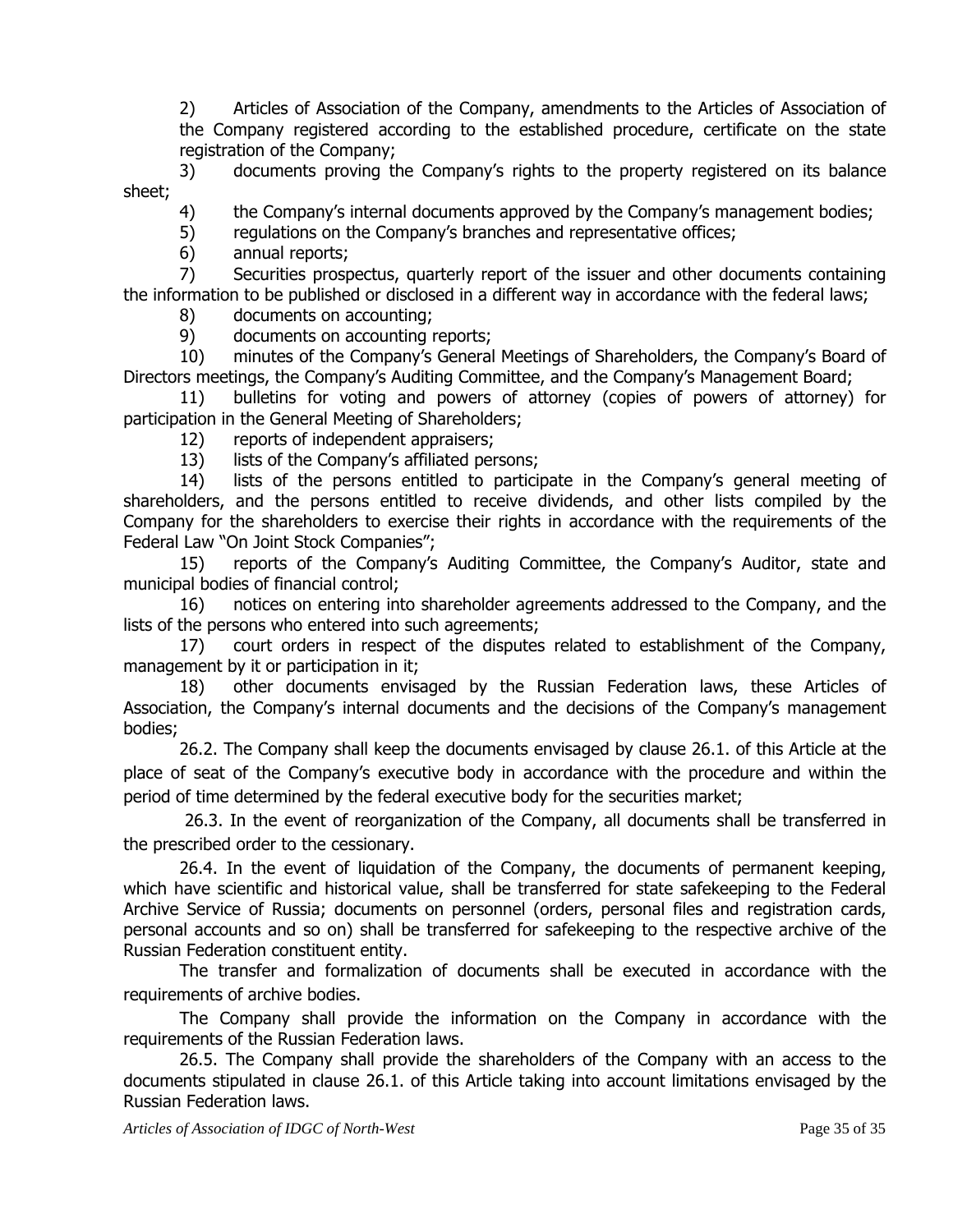2) Articles of Association of the Company, amendments to the Articles of Association of the Company registered according to the established procedure, certificate on the state registration of the Company;

3) documents proving the Company's rights to the property registered on its balance sheet;

4) the Company's internal documents approved by the Company's management bodies;

5) regulations on the Company's branches and representative offices;

6) annual reports;

7) Securities prospectus, quarterly report of the issuer and other documents containing the information to be published or disclosed in a different way in accordance with the federal laws;

8) documents on accounting;

9) documents on accounting reports;

10) minutes of the Company's General Meetings of Shareholders, the Company's Board of Directors meetings, the Company's Auditing Committee, and the Company's Management Board;

11) bulletins for voting and powers of attorney (copies of powers of attorney) for participation in the General Meeting of Shareholders;

12) reports of independent appraisers;

13) lists of the Company's affiliated persons;

14) lists of the persons entitled to participate in the Company's general meeting of shareholders, and the persons entitled to receive dividends, and other lists compiled by the Company for the shareholders to exercise their rights in accordance with the requirements of the Federal Law "On Joint Stock Companies";

15) reports of the Company's Auditing Committee, the Company's Auditor, state and municipal bodies of financial control;

16) notices on entering into shareholder agreements addressed to the Company, and the lists of the persons who entered into such agreements;

17) court orders in respect of the disputes related to establishment of the Company, management by it or participation in it;

18) other documents envisaged by the Russian Federation laws, these Articles of Association, the Company's internal documents and the decisions of the Company's management bodies;

26.2. The Company shall keep the documents envisaged by clause 26.1. of this Article at the place of seat of the Company's executive body in accordance with the procedure and within the period of time determined by the federal executive body for the securities market;

26.3. In the event of reorganization of the Company, all documents shall be transferred in the prescribed order to the cessionary.

26.4. In the event of liquidation of the Company, the documents of permanent keeping, which have scientific and historical value, shall be transferred for state safekeeping to the Federal Archive Service of Russia; documents on personnel (orders, personal files and registration cards, personal accounts and so on) shall be transferred for safekeeping to the respective archive of the Russian Federation constituent entity.

The transfer and formalization of documents shall be executed in accordance with the requirements of archive bodies.

The Company shall provide the information on the Company in accordance with the requirements of the Russian Federation laws.

26.5. The Company shall provide the shareholders of the Company with an access to the documents stipulated in clause 26.1. of this Article taking into account limitations envisaged by the Russian Federation laws.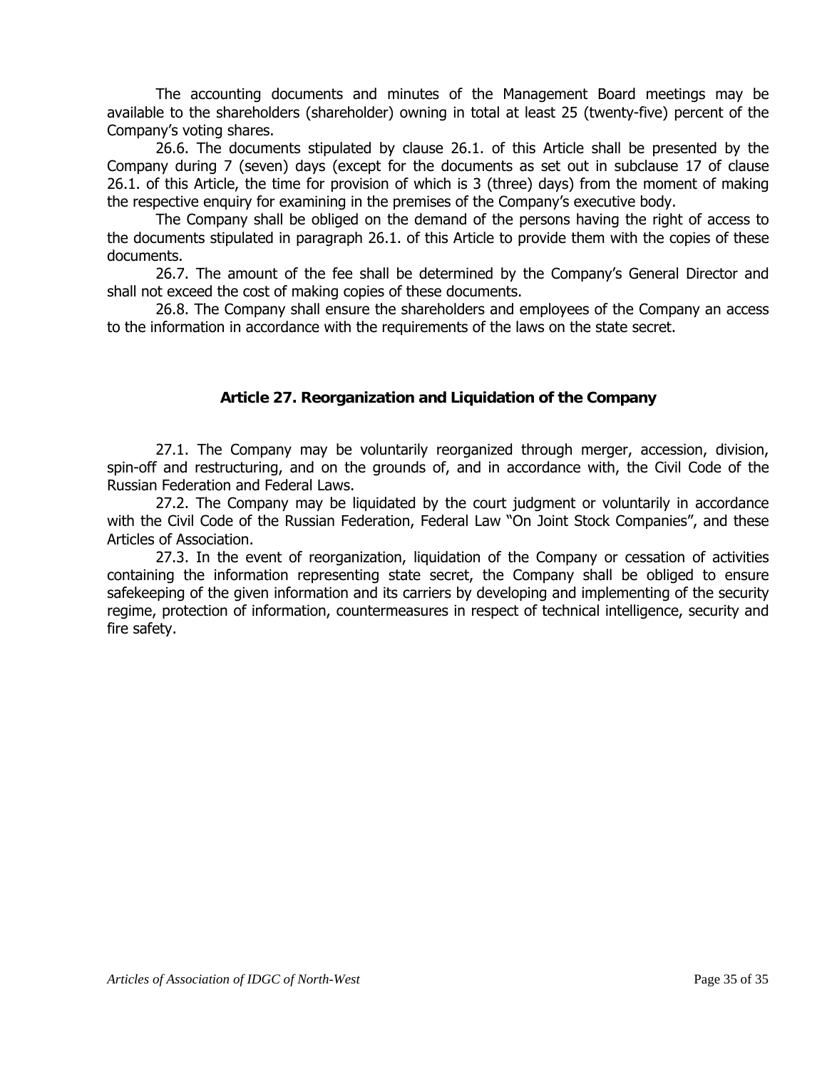The accounting documents and minutes of the Management Board meetings may be available to the shareholders (shareholder) owning in total at least 25 (twenty-five) percent of the Company's voting shares.

26.6. The documents stipulated by clause 26.1. of this Article shall be presented by the Company during 7 (seven) days (except for the documents as set out in subclause 17 of clause 26.1. of this Article, the time for provision of which is 3 (three) days) from the moment of making the respective enquiry for examining in the premises of the Company's executive body.

The Company shall be obliged on the demand of the persons having the right of access to the documents stipulated in paragraph 26.1. of this Article to provide them with the copies of these documents.

26.7. The amount of the fee shall be determined by the Company's General Director and shall not exceed the cost of making copies of these documents.

26.8. The Company shall ensure the shareholders and employees of the Company an access to the information in accordance with the requirements of the laws on the state secret.

## Article 27. Reorganization and Liquidation of the Company

27.1. The Company may be voluntarily reorganized through merger, accession, division, spin-off and restructuring, and on the grounds of, and in accordance with, the Civil Code of the Russian Federation and Federal Laws.

27.2. The Company may be liquidated by the court judgment or voluntarily in accordance with the Civil Code of the Russian Federation, Federal Law "On Joint Stock Companies", and these Articles of Association.

27.3. In the event of reorganization, liquidation of the Company or cessation of activities containing the information representing state secret, the Company shall be obliged to ensure safekeeping of the given information and its carriers by developing and implementing of the security regime, protection of information, countermeasures in respect of technical intelligence, security and fire safety.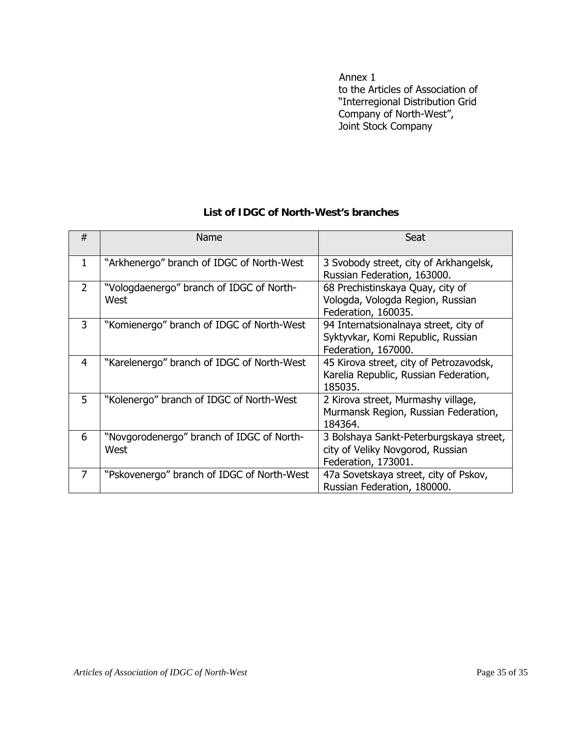Annex 1
to the Articles of Association of
"Interregional Distribution Grid
Company of North-West",
Joint Stock Company

**List of IDGC of North-West's branches**

| # | Name | Seat |
|---|---|---|
| 1 | "Arkhenergo" branch of IDGC of North-West | 3 Svobody street, city of Arkhangelsk, Russian Federation, 163000. |
| 2 | "Vologdaenergo" branch of IDGC of North-West | 68 Prechistinskaya Quay, city of Vologda, Vologda Region, Russian Federation, 160035. |
| 3 | "Komienergo" branch of IDGC of North-West | 94 Internatsionalnaya street, city of Syktyvkar, Komi Republic, Russian Federation, 167000. |
| 4 | "Karelenergo" branch of IDGC of North-West | 45 Kirova street, city of Petrozavodsk, Karelia Republic, Russian Federation, 185035. |
| 5 | "Kolenergo" branch of IDGC of North-West | 2 Kirova street, Murmashy village, Murmansk Region, Russian Federation, 184364. |
| 6 | "Novgorodenergo" branch of IDGC of North-West | 3 Bolshaya Sankt-Peterburgskaya street, city of Veliky Novgorod, Russian Federation, 173001. |
| 7 | "Pskovenergo" branch of IDGC of North-West | 47a Sovetskaya street, city of Pskov, Russian Federation, 180000. |